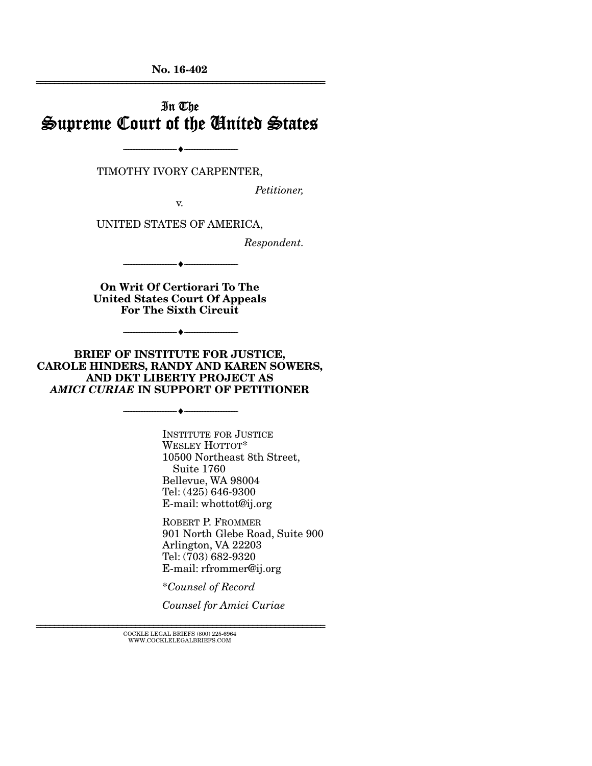No. 16-402

# In The Supreme Court of the United States

---

TIMOTHY IVORY CARPENTER,

*Petitioner,*

v.

UNITED STATES OF AMERICA,

*Respondent.*

---

**On Writ Of Certiorari To The United States Court Of Appeals For The Sixth Circuit**

---

**BRIEF OF INSTITUTE FOR JUSTICE, CAROLE HINDERS, RANDY AND KAREN SOWERS, AND DKT LIBERTY PROJECT AS *AMICI CURIAE* IN SUPPORT OF PETITIONER**

---

INSTITUTE FOR JUSTICE
WESLEY HOTTOT*
10500 Northeast 8th Street,
Suite 1760
Bellevue, WA 98004
Tel: (425) 646-9300
E-mail: whottot@ij.org

ROBERT P. FROMMER
901 North Glebe Road, Suite 900
Arlington, VA 22203
Tel: (703) 682-9320
E-mail: rfrommer@ij.org

**Counsel of Record*

*Counsel for Amici Curiae*

COCKLE LEGAL BRIEFS (800) 225-6964
WWW.COCKLELEGALBRIEFS.COM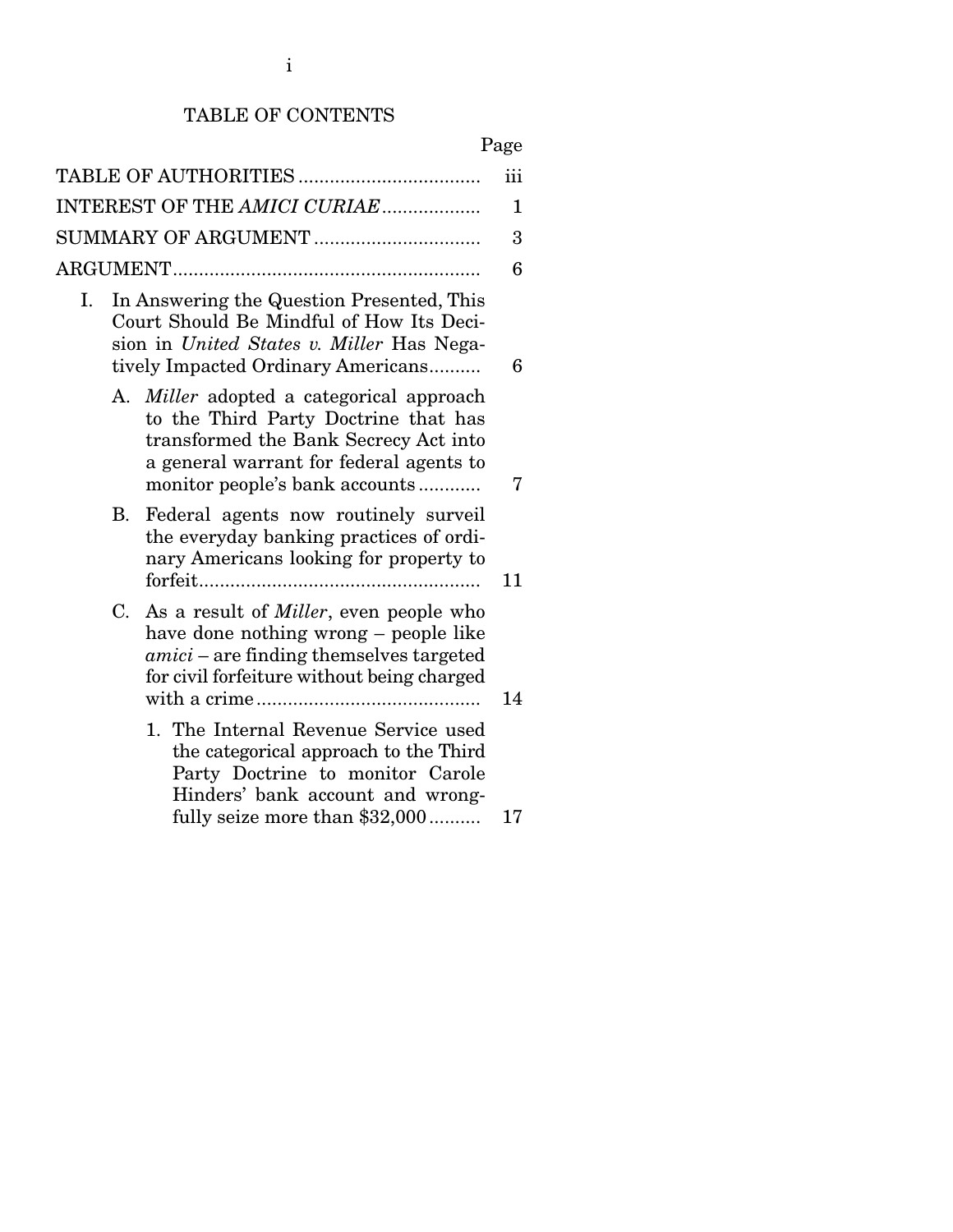# TABLE OF CONTENTS

| | Page |
|---|---|
| TABLE OF AUTHORITIES | iii |
| INTEREST OF THE *AMICI CURIAE* | 1 |
| SUMMARY OF ARGUMENT | 3 |
| ARGUMENT | 6 |
| I. In Answering the Question Presented, This Court Should Be Mindful of How Its Decision in *United States v. Miller* Has Negatively Impacted Ordinary Americans | 6 |
| A. *Miller* adopted a categorical approach to the Third Party Doctrine that has transformed the Bank Secrecy Act into a general warrant for federal agents to monitor people's bank accounts | 7 |
| B. Federal agents now routinely surveil the everyday banking practices of ordinary Americans looking for property to forfeit | 11 |
| C. As a result of *Miller*, even people who have done nothing wrong – people like *amici* – are finding themselves targeted for civil forfeiture without being charged with a crime | 14 |
| 1. The Internal Revenue Service used the categorical approach to the Third Party Doctrine to monitor Carole Hinders' bank account and wrongfully seize more than $32,000 | 17 |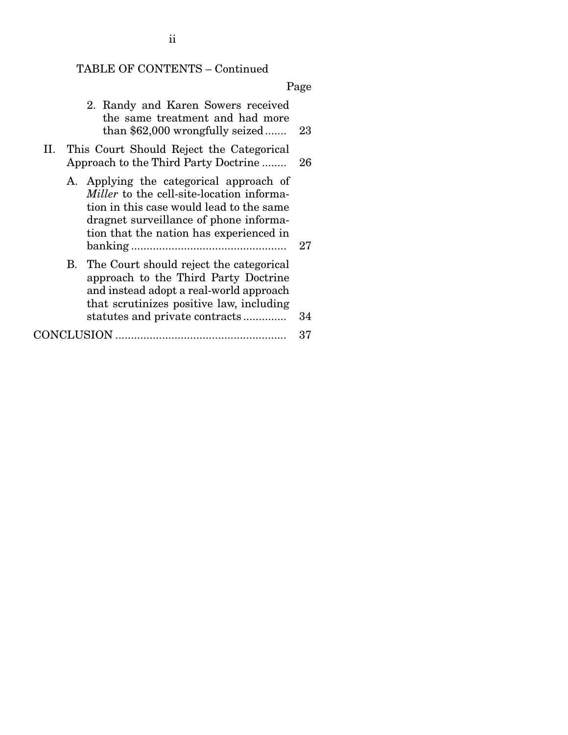TABLE OF CONTENTS – Continued

| | Page |
|---|---|
| 2. Randy and Karen Sowers received the same treatment and had more than $62,000 wrongfully seized ....... | 23 |
| II. This Court Should Reject the Categorical Approach to the Third Party Doctrine ........ | 26 |
| A. Applying the categorical approach of *Miller* to the cell-site-location information in this case would lead to the same dragnet surveillance of phone information that the nation has experienced in banking ................................................. | 27 |
| B. The Court should reject the categorical approach to the Third Party Doctrine and instead adopt a real-world approach that scrutinizes positive law, including statutes and private contracts .............. | 34 |
| CONCLUSION ...................................................... | 37 |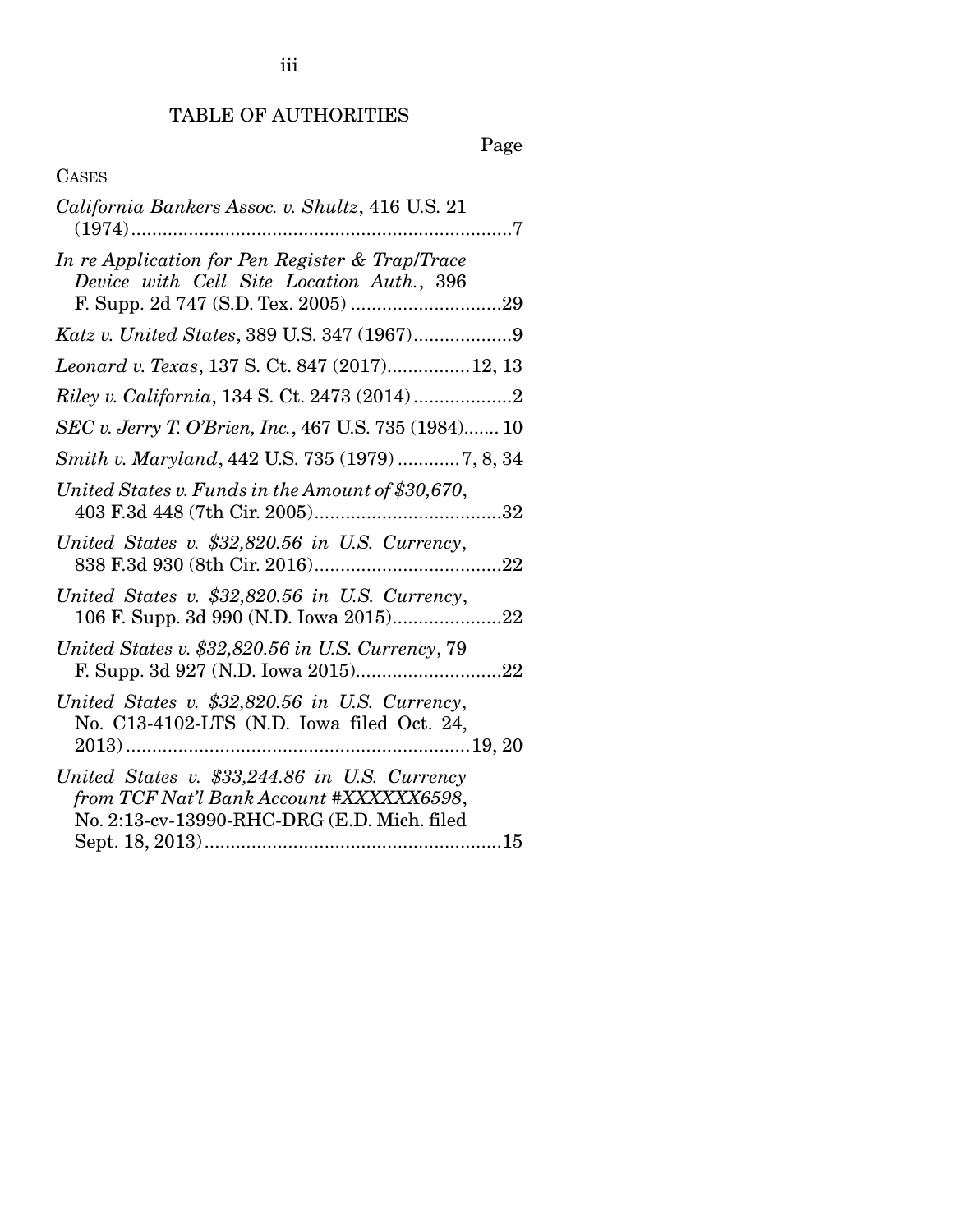# TABLE OF AUTHORITIES

Page

CASES

*California Bankers Assoc. v. Shultz*, 416 U.S. 21 (1974) .......... 7

*In re Application for Pen Register & Trap/Trace Device with Cell Site Location Auth.*, 396 F. Supp. 2d 747 (S.D. Tex. 2005) .......... 29

*Katz v. United States*, 389 U.S. 347 (1967) .......... 9

*Leonard v. Texas*, 137 S. Ct. 847 (2017) .......... 12, 13

*Riley v. California*, 134 S. Ct. 2473 (2014) .......... 2

*SEC v. Jerry T. O'Brien, Inc.*, 467 U.S. 735 (1984) .......... 10

*Smith v. Maryland*, 442 U.S. 735 (1979) .......... 7, 8, 34

*United States v. Funds in the Amount of $30,670*, 403 F.3d 448 (7th Cir. 2005) .......... 32

*United States v. $32,820.56 in U.S. Currency*, 838 F.3d 930 (8th Cir. 2016) .......... 22

*United States v. $32,820.56 in U.S. Currency*, 106 F. Supp. 3d 990 (N.D. Iowa 2015) .......... 22

*United States v. $32,820.56 in U.S. Currency*, 79 F. Supp. 3d 927 (N.D. Iowa 2015) .......... 22

*United States v. $32,820.56 in U.S. Currency*, No. C13-4102-LTS (N.D. Iowa filed Oct. 24, 2013) .......... 19, 20

*United States v. $33,244.86 in U.S. Currency from TCF Nat'l Bank Account #XXXXXX6598*, No. 2:13-cv-13990-RHC-DRG (E.D. Mich. filed Sept. 18, 2013) .......... 15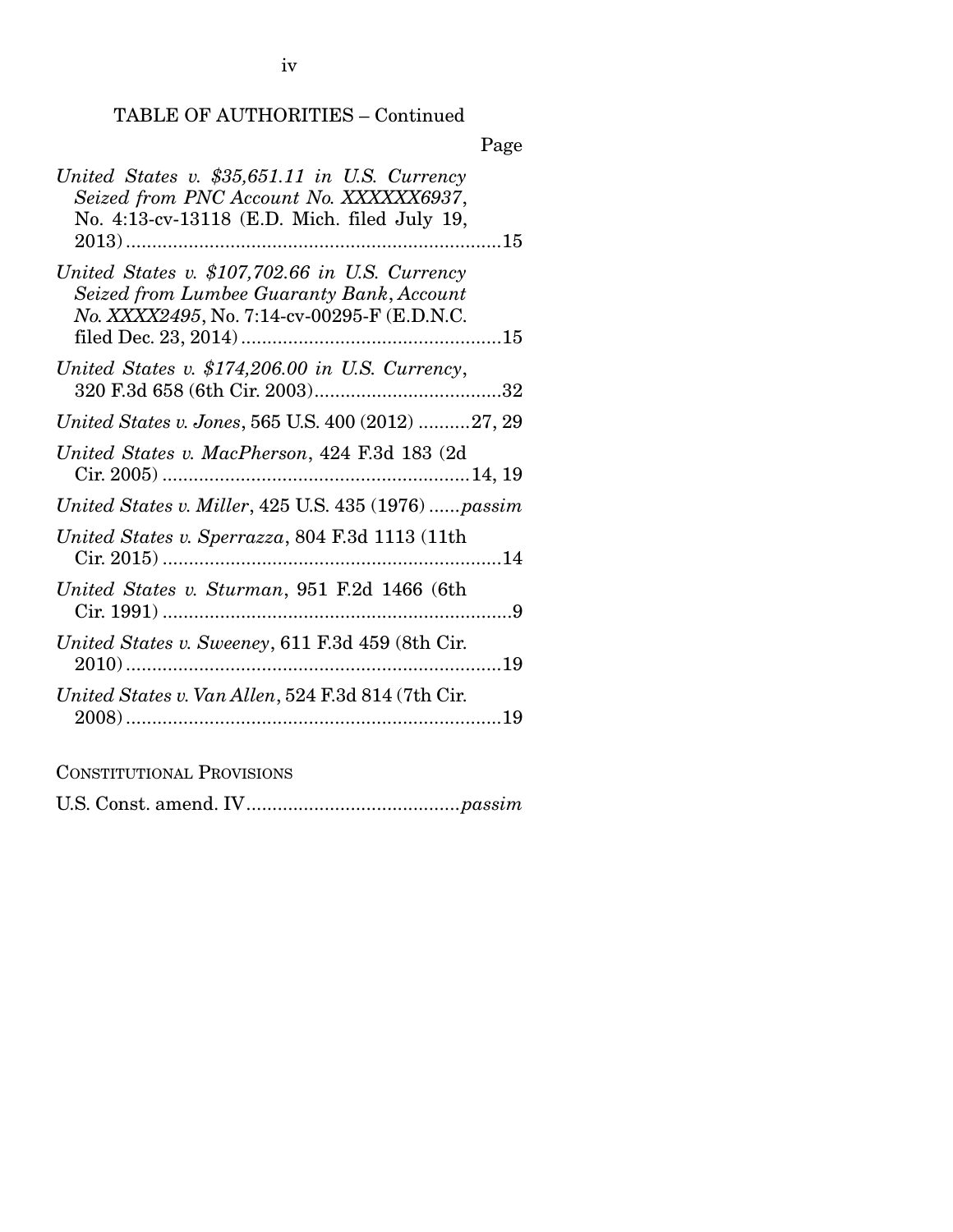TABLE OF AUTHORITIES – Continued

Page

*United States v. $35,651.11 in U.S. Currency Seized from PNC Account No. XXXXXX6937*, No. 4:13-cv-13118 (E.D. Mich. filed July 19, 2013)........................................................................15

*United States v. $107,702.66 in U.S. Currency Seized from Lumbee Guaranty Bank, Account No. XXXX2495*, No. 7:14-cv-00295-F (E.D.N.C. filed Dec. 23, 2014)..................................................15

*United States v. $174,206.00 in U.S. Currency*, 320 F.3d 658 (6th Cir. 2003)....................................32

*United States v. Jones*, 565 U.S. 400 (2012) ..........27, 29

*United States v. MacPherson*, 424 F.3d 183 (2d Cir. 2005) ...........................................................14, 19

*United States v. Miller*, 425 U.S. 435 (1976) ......*passim*

*United States v. Sperrazza*, 804 F.3d 1113 (11th Cir. 2015) .................................................................14

*United States v. Sturman*, 951 F.2d 1466 (6th Cir. 1991) ...................................................................9

*United States v. Sweeney*, 611 F.3d 459 (8th Cir. 2010).........................................................................19

*United States v. Van Allen*, 524 F.3d 814 (7th Cir. 2008).........................................................................19

CONSTITUTIONAL PROVISIONS

U.S. Const. amend. IV.........................................*passim*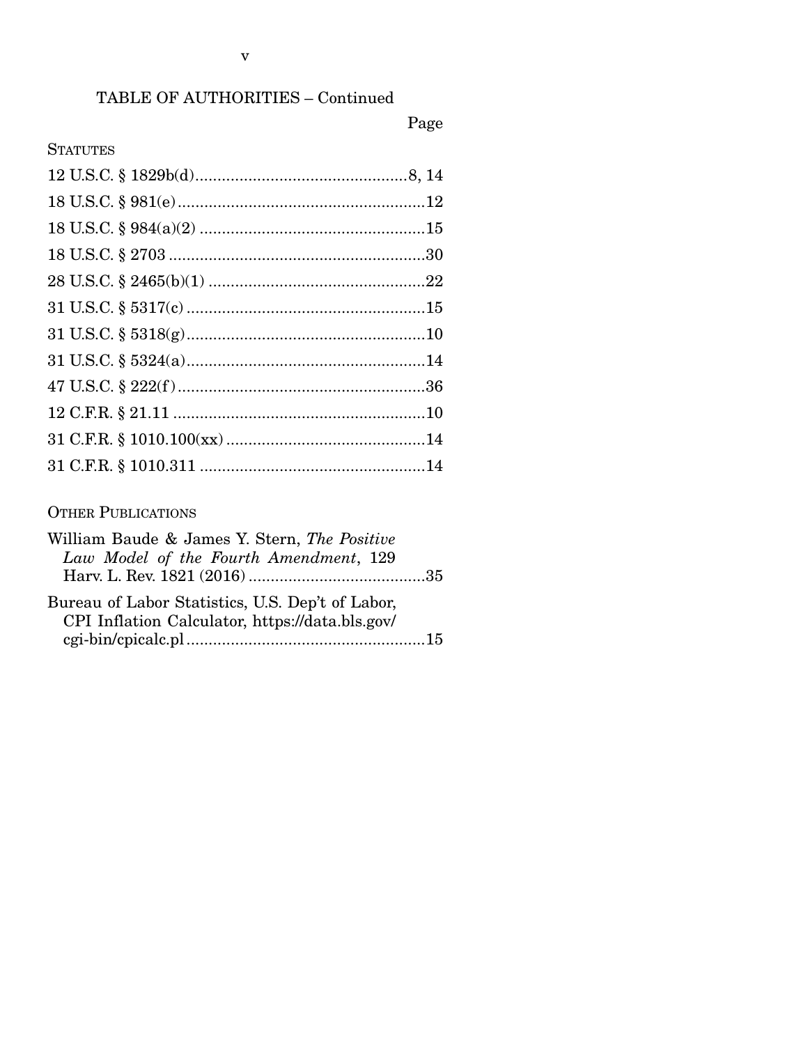TABLE OF AUTHORITIES – Continued

Page

STATUTES

12 U.S.C. § 1829b(d) ................................................ 8, 14

18 U.S.C. § 981(e) ........................................................ 12

18 U.S.C. § 984(a)(2) ................................................... 15

18 U.S.C. § 2703 .......................................................... 30

28 U.S.C. § 2465(b)(1) ................................................. 22

31 U.S.C. § 5317(c) ...................................................... 15

31 U.S.C. § 5318(g) ...................................................... 10

31 U.S.C. § 5324(a) ...................................................... 14

47 U.S.C. § 222(f) ......................................................... 36

12 C.F.R. § 21.11 ......................................................... 10

31 C.F.R. § 1010.100(xx) ............................................. 14

31 C.F.R. § 1010.311 ................................................... 14

OTHER PUBLICATIONS

William Baude & James Y. Stern, *The Positive Law Model of the Fourth Amendment*, 129 Harv. L. Rev. 1821 (2016) ........................................ 35

Bureau of Labor Statistics, U.S. Dep't of Labor, CPI Inflation Calculator, https://data.bls.gov/cgi-bin/cpicalc.pl ...................................................... 15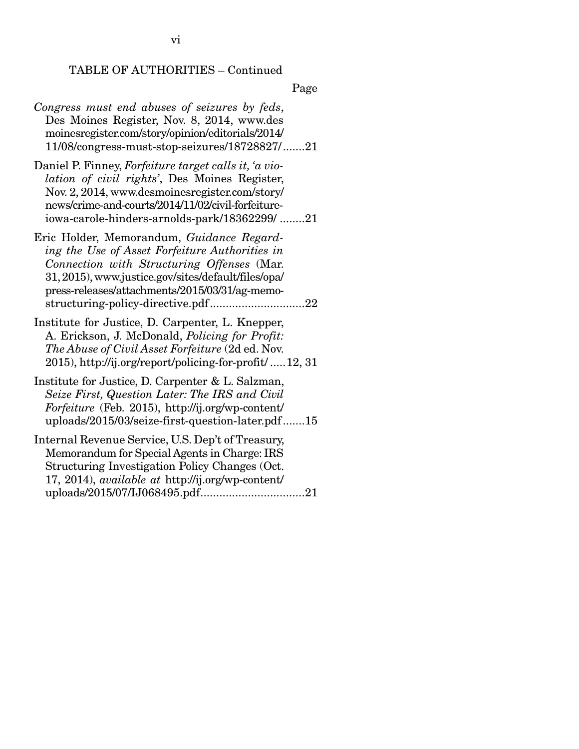TABLE OF AUTHORITIES – Continued

Page

*Congress must end abuses of seizures by feds*, Des Moines Register, Nov. 8, 2014, www.desmoinesregister.com/story/opinion/editorials/2014/11/08/congress-must-stop-seizures/18728827/.......21

Daniel P. Finney, *Forfeiture target calls it, 'a violation of civil rights'*, Des Moines Register, Nov. 2, 2014, www.desmoinesregister.com/story/news/crime-and-courts/2014/11/02/civil-forfeiture-iowa-carole-hinders-arnolds-park/18362299/........21

Eric Holder, Memorandum, *Guidance Regarding the Use of Asset Forfeiture Authorities in Connection with Structuring Offenses* (Mar. 31, 2015), www.justice.gov/sites/default/files/opa/press-releases/attachments/2015/03/31/ag-memo-structuring-policy-directive.pdf..............................22

Institute for Justice, D. Carpenter, L. Knepper, A. Erickson, J. McDonald, *Policing for Profit: The Abuse of Civil Asset Forfeiture* (2d ed. Nov. 2015), http://ij.org/report/policing-for-profit/.....12, 31

Institute for Justice, D. Carpenter & L. Salzman, *Seize First, Question Later: The IRS and Civil Forfeiture* (Feb. 2015), http://ij.org/wp-content/uploads/2015/03/seize-first-question-later.pdf.......15

Internal Revenue Service, U.S. Dep't of Treasury, Memorandum for Special Agents in Charge: IRS Structuring Investigation Policy Changes (Oct. 17, 2014), *available at* http://ij.org/wp-content/uploads/2015/07/IJ068495.pdf................................21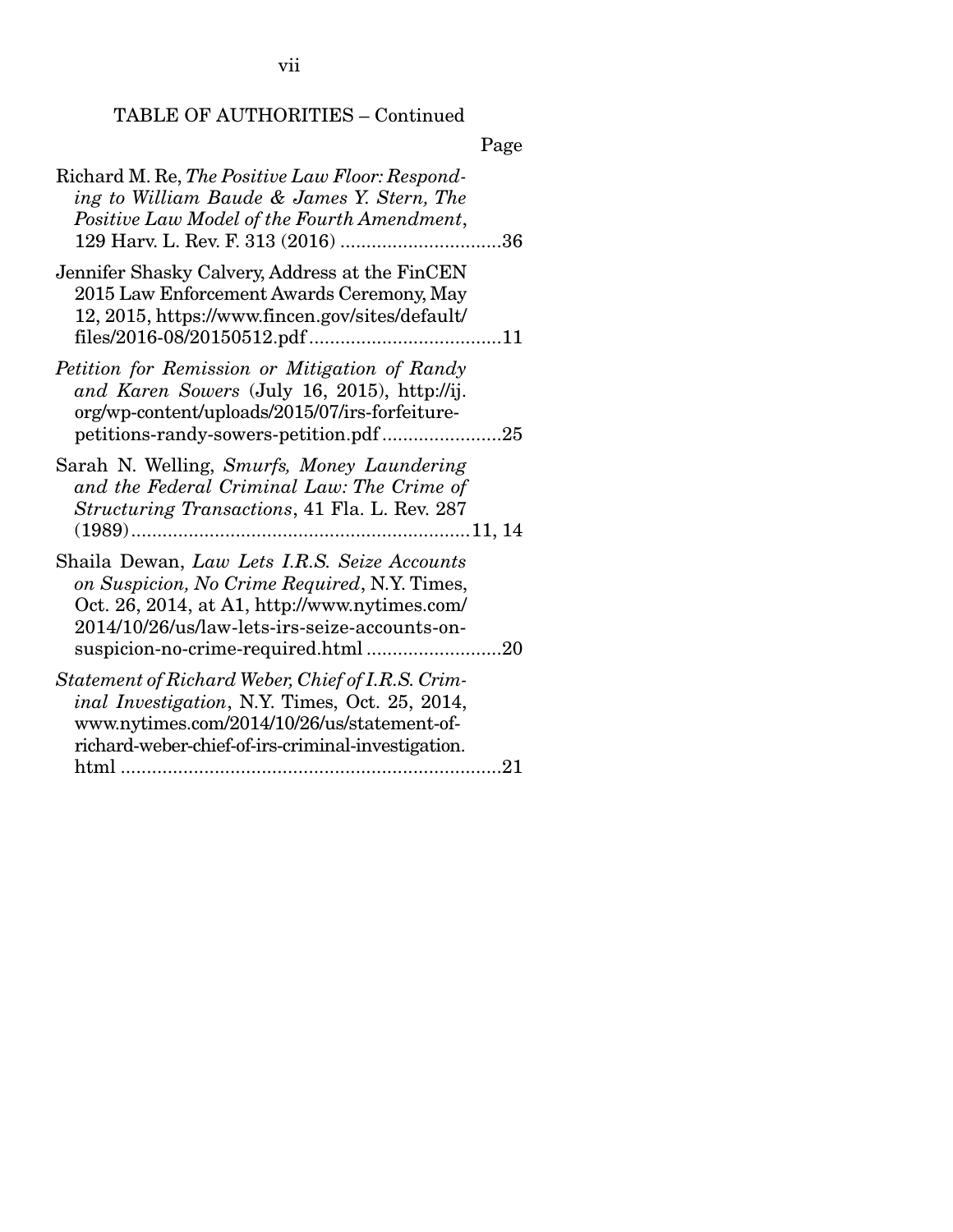TABLE OF AUTHORITIES – Continued

Page

Richard M. Re, *The Positive Law Floor: Responding to William Baude & James Y. Stern, The Positive Law Model of the Fourth Amendment*, 129 Harv. L. Rev. F. 313 (2016) ...............................36

Jennifer Shasky Calvery, Address at the FinCEN 2015 Law Enforcement Awards Ceremony, May 12, 2015, https://www.fincen.gov/sites/default/files/2016-08/20150512.pdf .....................................11

*Petition for Remission or Mitigation of Randy and Karen Sowers* (July 16, 2015), http://ij.org/wp-content/uploads/2015/07/irs-forfeiture-petitions-randy-sowers-petition.pdf .......................25

Sarah N. Welling, *Smurfs, Money Laundering and the Federal Criminal Law: The Crime of Structuring Transactions*, 41 Fla. L. Rev. 287 (1989).................................................................11, 14

Shaila Dewan, *Law Lets I.R.S. Seize Accounts on Suspicion, No Crime Required*, N.Y. Times, Oct. 26, 2014, at A1, http://www.nytimes.com/2014/10/26/us/law-lets-irs-seize-accounts-on-suspicion-no-crime-required.html ..........................20

*Statement of Richard Weber, Chief of I.R.S. Criminal Investigation*, N.Y. Times, Oct. 25, 2014, www.nytimes.com/2014/10/26/us/statement-of-richard-weber-chief-of-irs-criminal-investigation.html .........................................................................21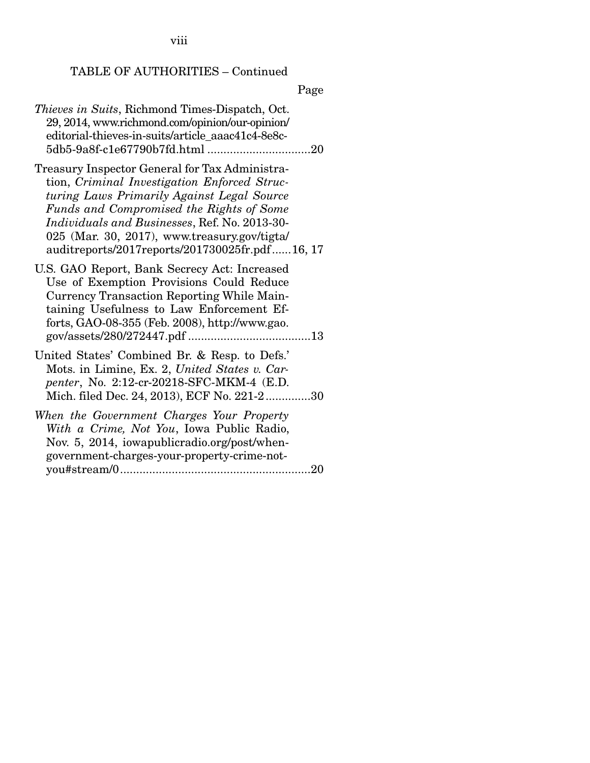TABLE OF AUTHORITIES – Continued

Page

*Thieves in Suits*, Richmond Times-Dispatch, Oct. 29, 2014, www.richmond.com/opinion/our-opinion/editorial-thieves-in-suits/article_aaac41c4-8e8c-5db5-9a8f-c1e67790b7fd.html ................................20

Treasury Inspector General for Tax Administration, *Criminal Investigation Enforced Structuring Laws Primarily Against Legal Source Funds and Compromised the Rights of Some Individuals and Businesses*, Ref. No. 2013-30-025 (Mar. 30, 2017), www.treasury.gov/tigta/auditreports/2017reports/201730025fr.pdf......16, 17

U.S. GAO Report, Bank Secrecy Act: Increased Use of Exemption Provisions Could Reduce Currency Transaction Reporting While Maintaining Usefulness to Law Enforcement Efforts, GAO-08-355 (Feb. 2008), http://www.gao.gov/assets/280/272447.pdf ......................................13

United States' Combined Br. & Resp. to Defs.' Mots. in Limine, Ex. 2, *United States v. Carpenter*, No. 2:12-cr-20218-SFC-MKM-4 (E.D. Mich. filed Dec. 24, 2013), ECF No. 221-2..............30

*When the Government Charges Your Property With a Crime, Not You*, Iowa Public Radio, Nov. 5, 2014, iowapublicradio.org/post/when-government-charges-your-property-crime-not-you#stream/0...........................................................20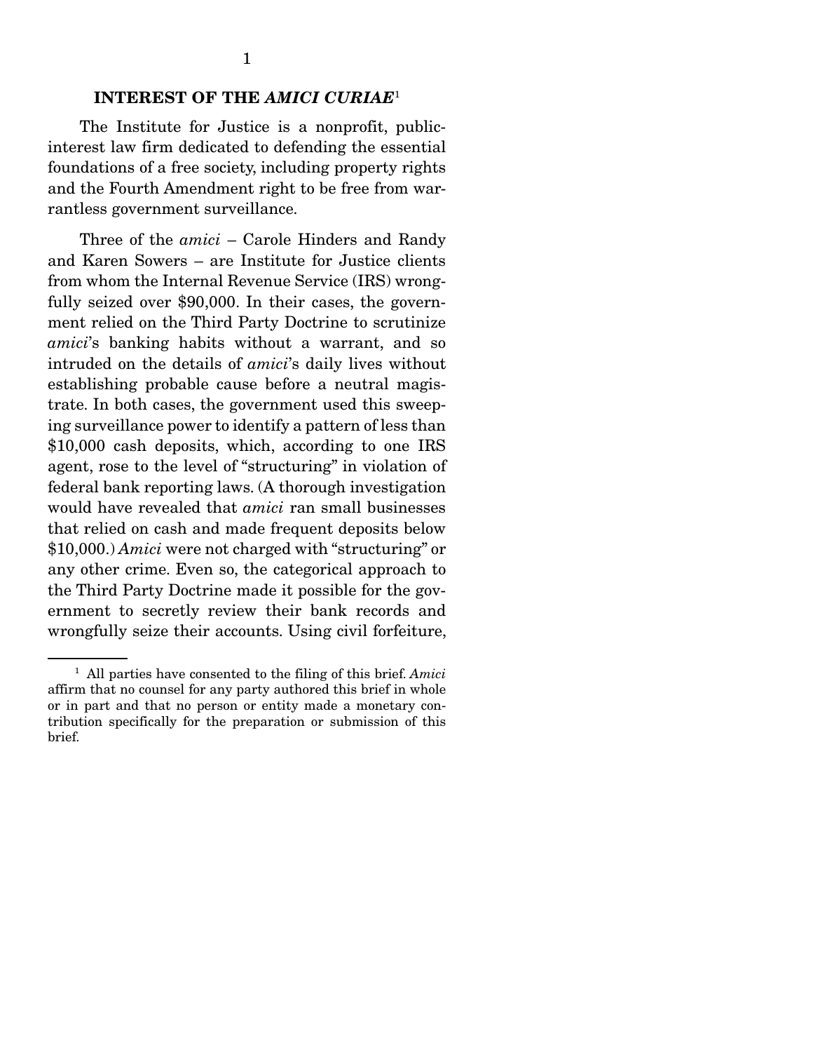## INTEREST OF THE *AMICI CURIAE*[1]

The Institute for Justice is a nonprofit, public-interest law firm dedicated to defending the essential foundations of a free society, including property rights and the Fourth Amendment right to be free from warrantless government surveillance.

Three of the *amici* – Carole Hinders and Randy and Karen Sowers – are Institute for Justice clients from whom the Internal Revenue Service (IRS) wrongfully seized over $90,000. In their cases, the government relied on the Third Party Doctrine to scrutinize *amici*'s banking habits without a warrant, and so intruded on the details of *amici*'s daily lives without establishing probable cause before a neutral magistrate. In both cases, the government used this sweeping surveillance power to identify a pattern of less than $10,000 cash deposits, which, according to one IRS agent, rose to the level of "structuring" in violation of federal bank reporting laws. (A thorough investigation would have revealed that *amici* ran small businesses that relied on cash and made frequent deposits below $10,000.) *Amici* were not charged with "structuring" or any other crime. Even so, the categorical approach to the Third Party Doctrine made it possible for the government to secretly review their bank records and wrongfully seize their accounts. Using civil forfeiture,

---

[1] All parties have consented to the filing of this brief. *Amici* affirm that no counsel for any party authored this brief in whole or in part and that no person or entity made a monetary contribution specifically for the preparation or submission of this brief.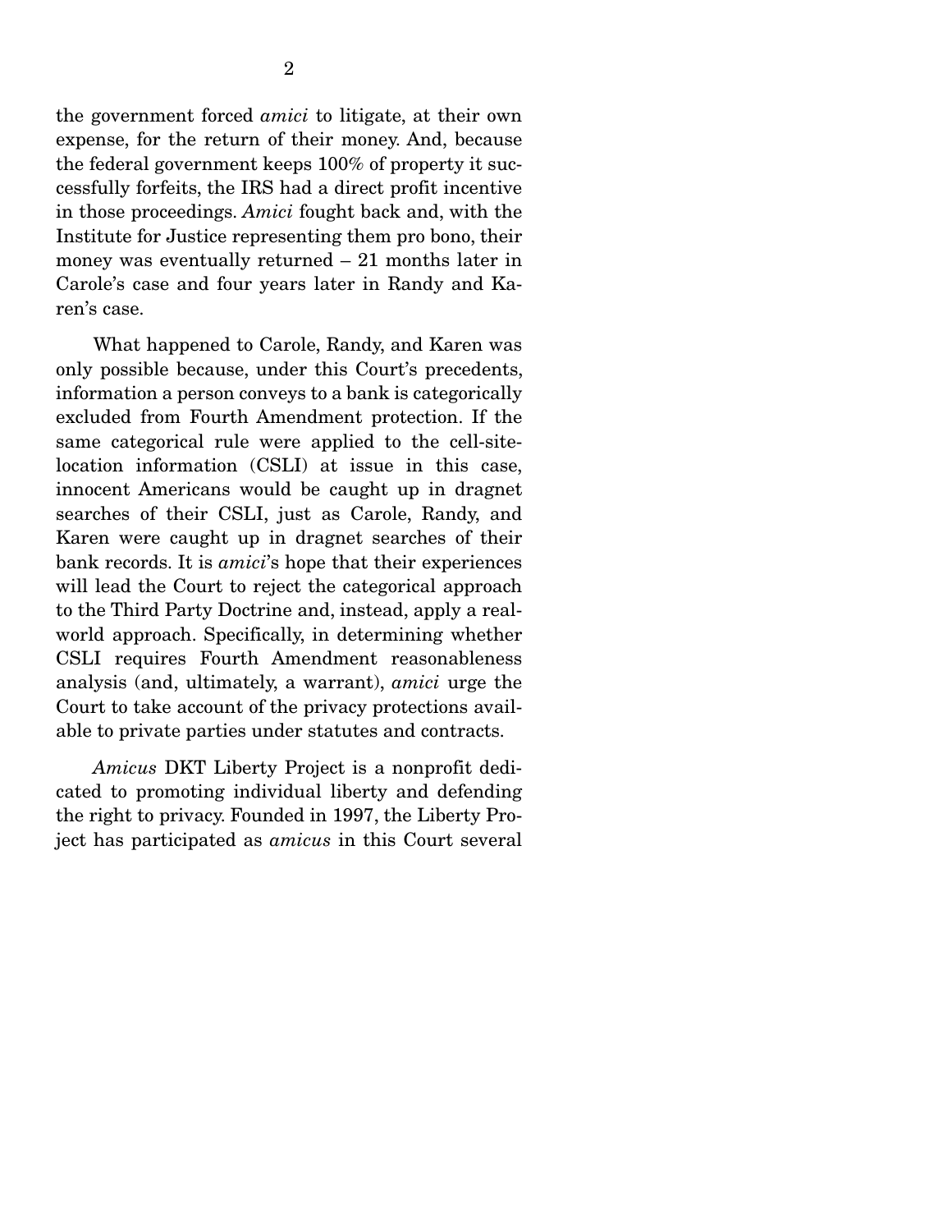the government forced *amici* to litigate, at their own expense, for the return of their money. And, because the federal government keeps 100% of property it successfully forfeits, the IRS had a direct profit incentive in those proceedings. *Amici* fought back and, with the Institute for Justice representing them pro bono, their money was eventually returned – 21 months later in Carole's case and four years later in Randy and Karen's case.

What happened to Carole, Randy, and Karen was only possible because, under this Court's precedents, information a person conveys to a bank is categorically excluded from Fourth Amendment protection. If the same categorical rule were applied to the cell-site-location information (CSLI) at issue in this case, innocent Americans would be caught up in dragnet searches of their CSLI, just as Carole, Randy, and Karen were caught up in dragnet searches of their bank records. It is *amici*'s hope that their experiences will lead the Court to reject the categorical approach to the Third Party Doctrine and, instead, apply a real-world approach. Specifically, in determining whether CSLI requires Fourth Amendment reasonableness analysis (and, ultimately, a warrant), *amici* urge the Court to take account of the privacy protections available to private parties under statutes and contracts.

*Amicus* DKT Liberty Project is a nonprofit dedicated to promoting individual liberty and defending the right to privacy. Founded in 1997, the Liberty Project has participated as *amicus* in this Court several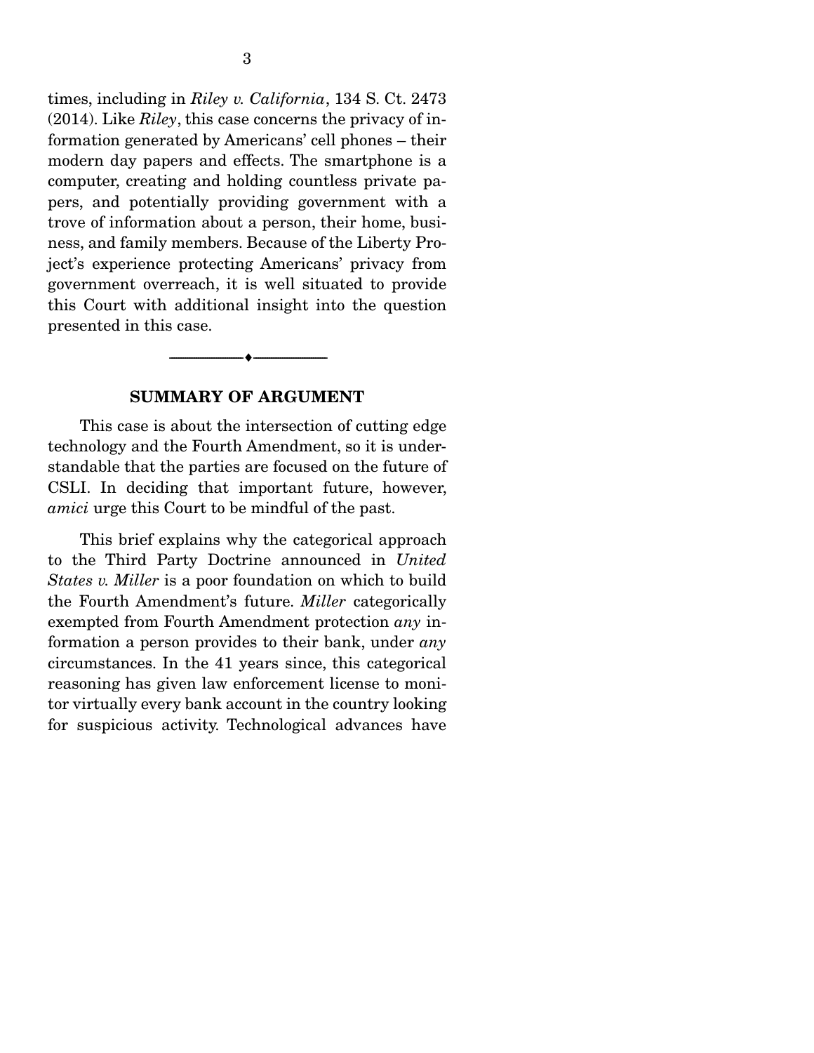times, including in *Riley v. California*, 134 S. Ct. 2473 (2014). Like *Riley*, this case concerns the privacy of information generated by Americans' cell phones – their modern day papers and effects. The smartphone is a computer, creating and holding countless private papers, and potentially providing government with a trove of information about a person, their home, business, and family members. Because of the Liberty Project's experience protecting Americans' privacy from government overreach, it is well situated to provide this Court with additional insight into the question presented in this case.

---

## SUMMARY OF ARGUMENT

This case is about the intersection of cutting edge technology and the Fourth Amendment, so it is understandable that the parties are focused on the future of CSLI. In deciding that important future, however, *amici* urge this Court to be mindful of the past.

This brief explains why the categorical approach to the Third Party Doctrine announced in *United States v. Miller* is a poor foundation on which to build the Fourth Amendment's future. *Miller* categorically exempted from Fourth Amendment protection *any* information a person provides to their bank, under *any* circumstances. In the 41 years since, this categorical reasoning has given law enforcement license to monitor virtually every bank account in the country looking for suspicious activity. Technological advances have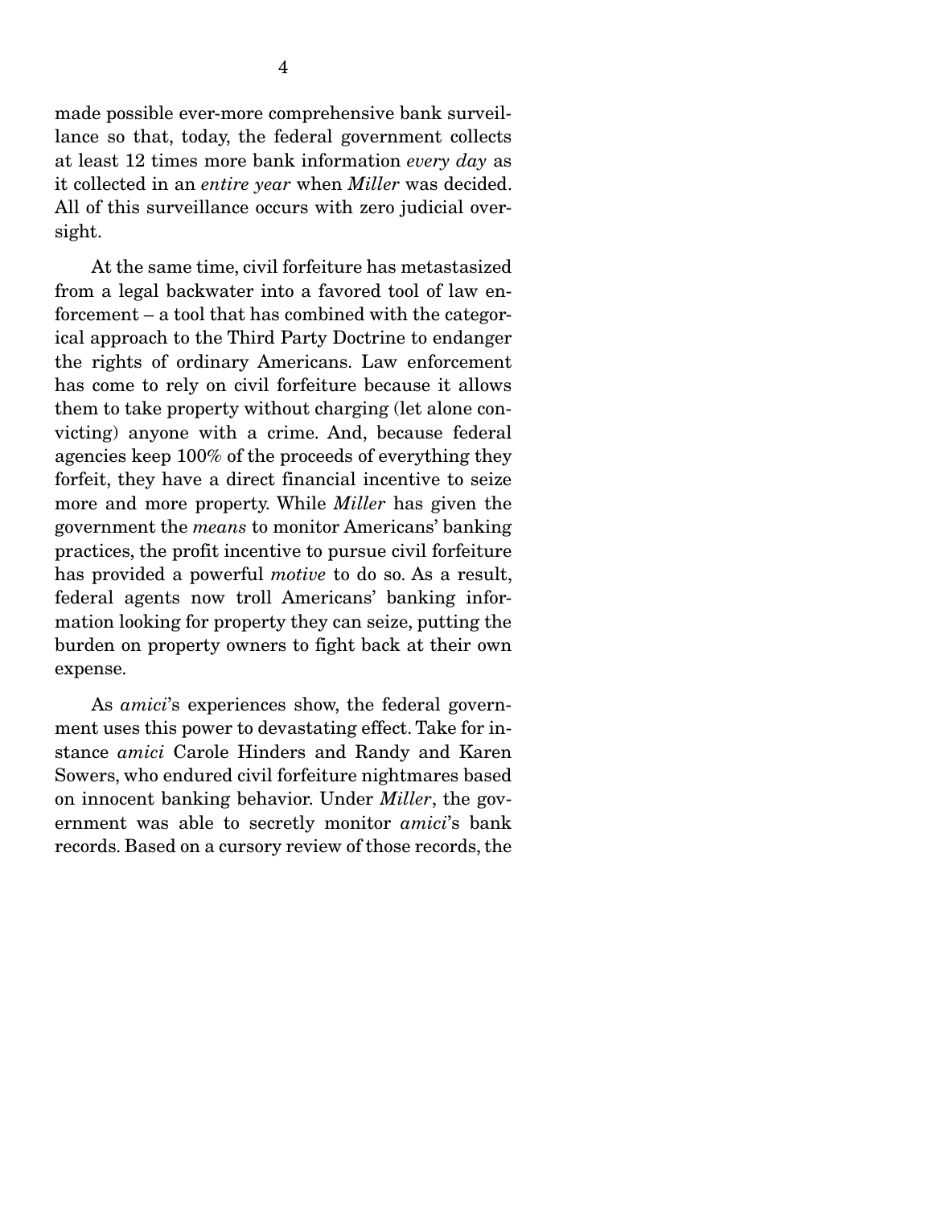made possible ever-more comprehensive bank surveillance so that, today, the federal government collects at least 12 times more bank information *every day* as it collected in an *entire year* when *Miller* was decided. All of this surveillance occurs with zero judicial oversight.

At the same time, civil forfeiture has metastasized from a legal backwater into a favored tool of law enforcement – a tool that has combined with the categorical approach to the Third Party Doctrine to endanger the rights of ordinary Americans. Law enforcement has come to rely on civil forfeiture because it allows them to take property without charging (let alone convicting) anyone with a crime. And, because federal agencies keep 100% of the proceeds of everything they forfeit, they have a direct financial incentive to seize more and more property. While *Miller* has given the government the *means* to monitor Americans' banking practices, the profit incentive to pursue civil forfeiture has provided a powerful *motive* to do so. As a result, federal agents now troll Americans' banking information looking for property they can seize, putting the burden on property owners to fight back at their own expense.

As *amici*'s experiences show, the federal government uses this power to devastating effect. Take for instance *amici* Carole Hinders and Randy and Karen Sowers, who endured civil forfeiture nightmares based on innocent banking behavior. Under *Miller*, the government was able to secretly monitor *amici*'s bank records. Based on a cursory review of those records, the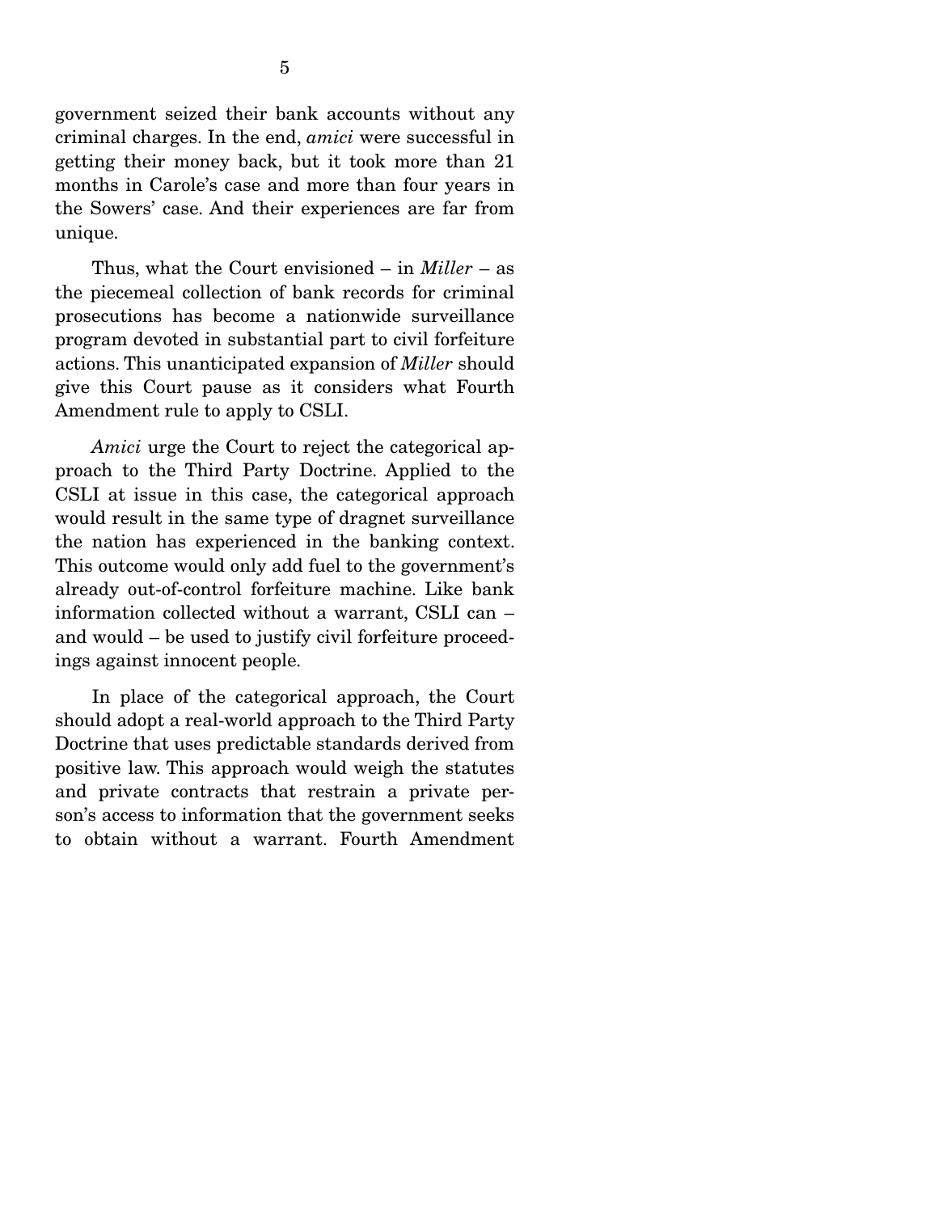government seized their bank accounts without any criminal charges. In the end, *amici* were successful in getting their money back, but it took more than 21 months in Carole's case and more than four years in the Sowers' case. And their experiences are far from unique.

Thus, what the Court envisioned – in *Miller* – as the piecemeal collection of bank records for criminal prosecutions has become a nationwide surveillance program devoted in substantial part to civil forfeiture actions. This unanticipated expansion of *Miller* should give this Court pause as it considers what Fourth Amendment rule to apply to CSLI.

*Amici* urge the Court to reject the categorical approach to the Third Party Doctrine. Applied to the CSLI at issue in this case, the categorical approach would result in the same type of dragnet surveillance the nation has experienced in the banking context. This outcome would only add fuel to the government's already out-of-control forfeiture machine. Like bank information collected without a warrant, CSLI can – and would – be used to justify civil forfeiture proceedings against innocent people.

In place of the categorical approach, the Court should adopt a real-world approach to the Third Party Doctrine that uses predictable standards derived from positive law. This approach would weigh the statutes and private contracts that restrain a private person's access to information that the government seeks to obtain without a warrant. Fourth Amendment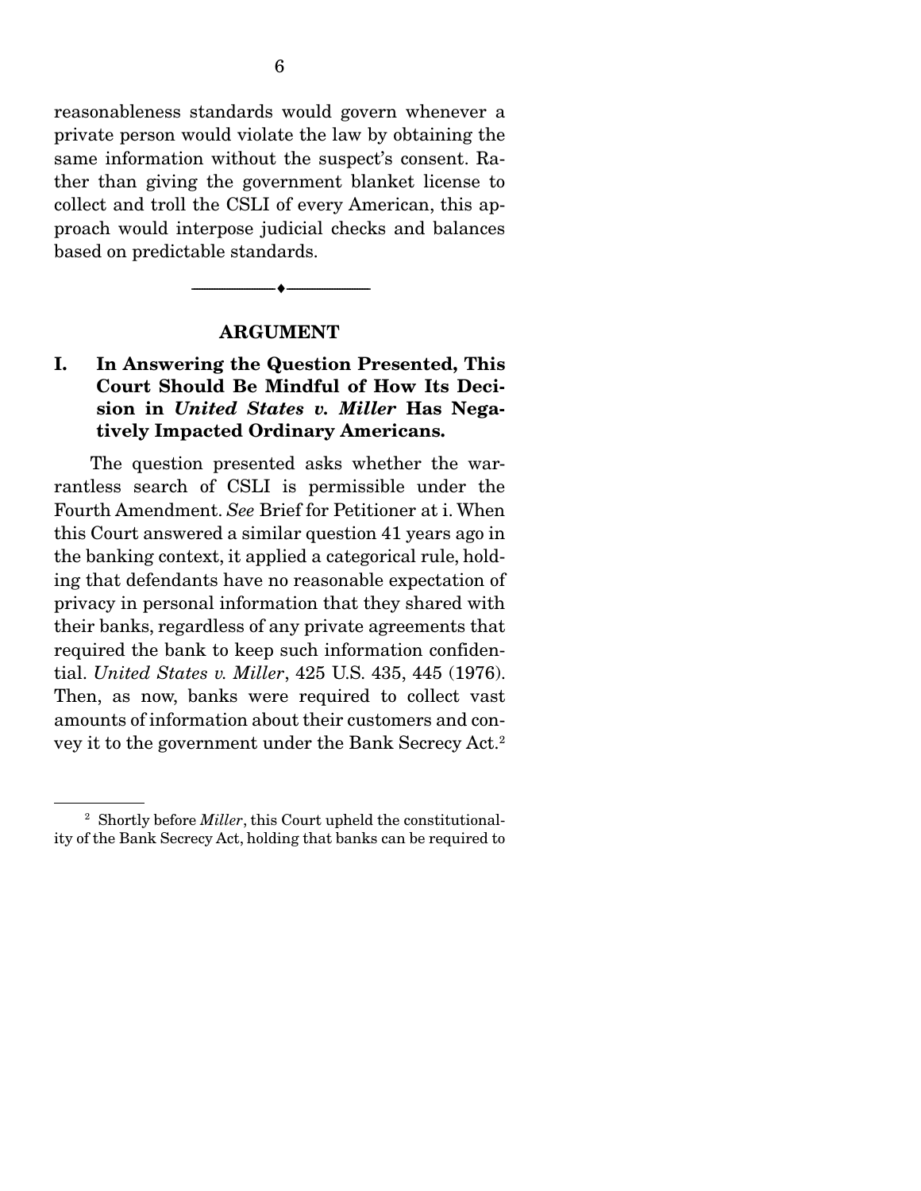reasonableness standards would govern whenever a private person would violate the law by obtaining the same information without the suspect's consent. Rather than giving the government blanket license to collect and troll the CSLI of every American, this approach would interpose judicial checks and balances based on predictable standards.

---

## ARGUMENT

### I. In Answering the Question Presented, This Court Should Be Mindful of How Its Decision in *United States v. Miller* Has Negatively Impacted Ordinary Americans.

The question presented asks whether the warrantless search of CSLI is permissible under the Fourth Amendment. *See* Brief for Petitioner at i. When this Court answered a similar question 41 years ago in the banking context, it applied a categorical rule, holding that defendants have no reasonable expectation of privacy in personal information that they shared with their banks, regardless of any private agreements that required the bank to keep such information confidential. *United States v. Miller*, 425 U.S. 435, 445 (1976). Then, as now, banks were required to collect vast amounts of information about their customers and convey it to the government under the Bank Secrecy Act.[2]

---

[2] Shortly before *Miller*, this Court upheld the constitutionality of the Bank Secrecy Act, holding that banks can be required to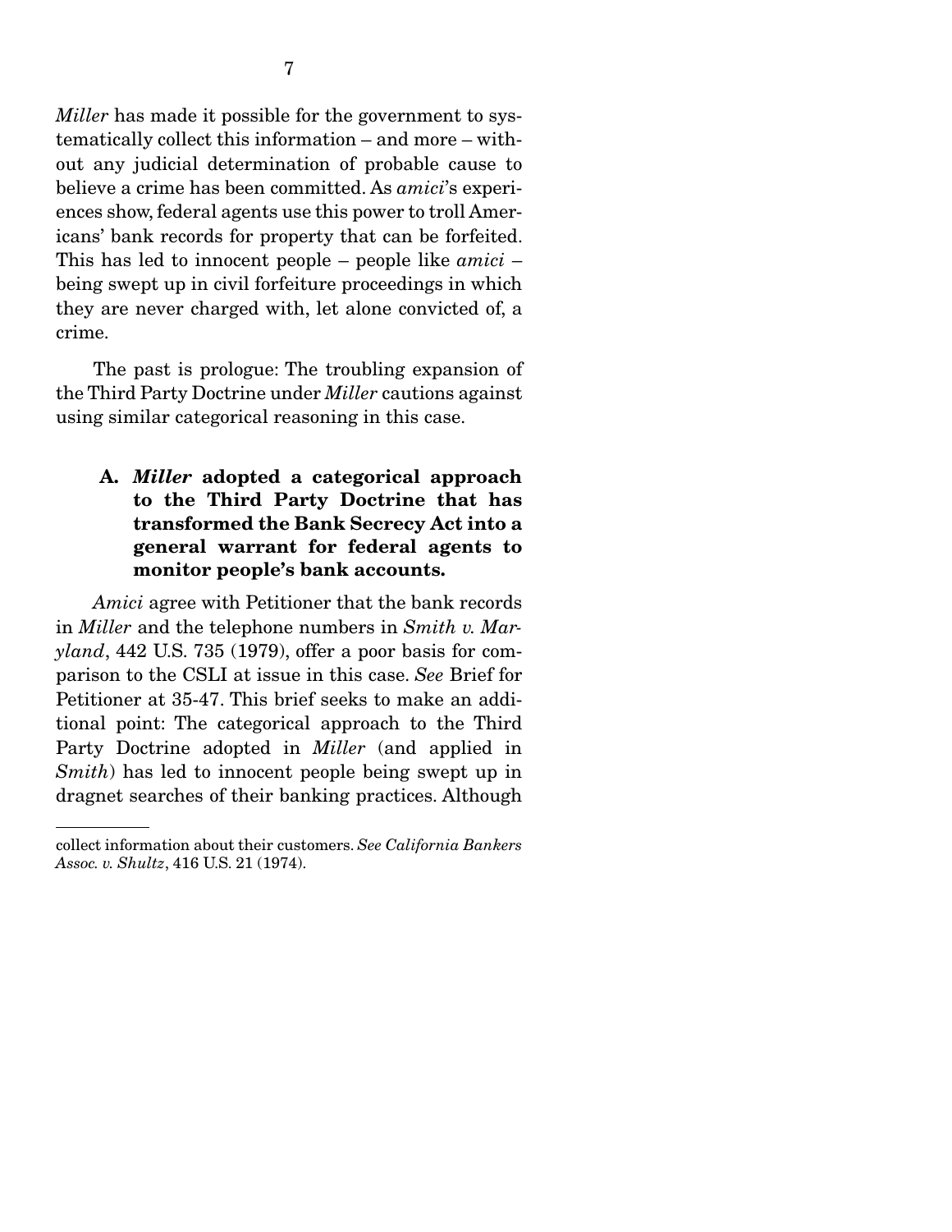*Miller* has made it possible for the government to systematically collect this information – and more – without any judicial determination of probable cause to believe a crime has been committed. As *amici*'s experiences show, federal agents use this power to troll Americans' bank records for property that can be forfeited. This has led to innocent people – people like *amici* – being swept up in civil forfeiture proceedings in which they are never charged with, let alone convicted of, a crime.

The past is prologue: The troubling expansion of the Third Party Doctrine under *Miller* cautions against using similar categorical reasoning in this case.

### A. *Miller* adopted a categorical approach to the Third Party Doctrine that has transformed the Bank Secrecy Act into a general warrant for federal agents to monitor people's bank accounts.

*Amici* agree with Petitioner that the bank records in *Miller* and the telephone numbers in *Smith v. Maryland*, 442 U.S. 735 (1979), offer a poor basis for comparison to the CSLI at issue in this case. *See* Brief for Petitioner at 35-47. This brief seeks to make an additional point: The categorical approach to the Third Party Doctrine adopted in *Miller* (and applied in *Smith*) has led to innocent people being swept up in dragnet searches of their banking practices. Although

---

collect information about their customers. *See California Bankers Assoc. v. Shultz*, 416 U.S. 21 (1974).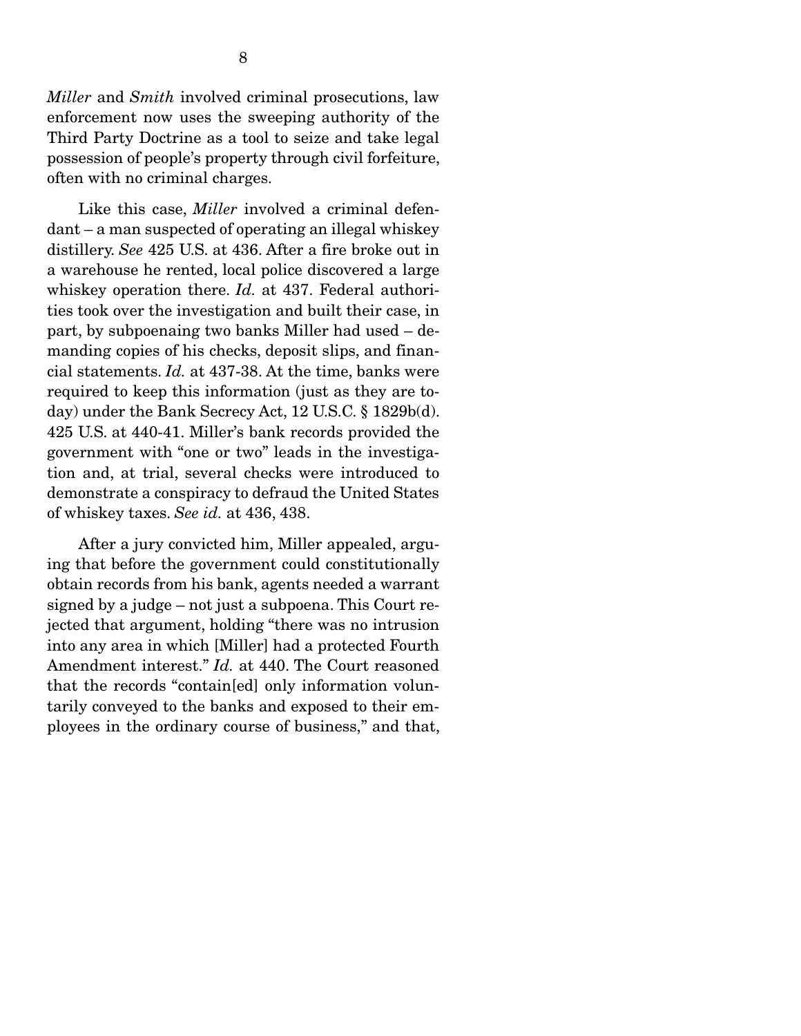*Miller* and *Smith* involved criminal prosecutions, law enforcement now uses the sweeping authority of the Third Party Doctrine as a tool to seize and take legal possession of people's property through civil forfeiture, often with no criminal charges.

Like this case, *Miller* involved a criminal defendant – a man suspected of operating an illegal whiskey distillery. *See* 425 U.S. at 436. After a fire broke out in a warehouse he rented, local police discovered a large whiskey operation there. *Id.* at 437. Federal authorities took over the investigation and built their case, in part, by subpoenaing two banks Miller had used – demanding copies of his checks, deposit slips, and financial statements. *Id.* at 437-38. At the time, banks were required to keep this information (just as they are today) under the Bank Secrecy Act, 12 U.S.C. § 1829b(d). 425 U.S. at 440-41. Miller's bank records provided the government with "one or two" leads in the investigation and, at trial, several checks were introduced to demonstrate a conspiracy to defraud the United States of whiskey taxes. *See id.* at 436, 438.

After a jury convicted him, Miller appealed, arguing that before the government could constitutionally obtain records from his bank, agents needed a warrant signed by a judge – not just a subpoena. This Court rejected that argument, holding "there was no intrusion into any area in which [Miller] had a protected Fourth Amendment interest." *Id.* at 440. The Court reasoned that the records "contain[ed] only information voluntarily conveyed to the banks and exposed to their employees in the ordinary course of business," and that,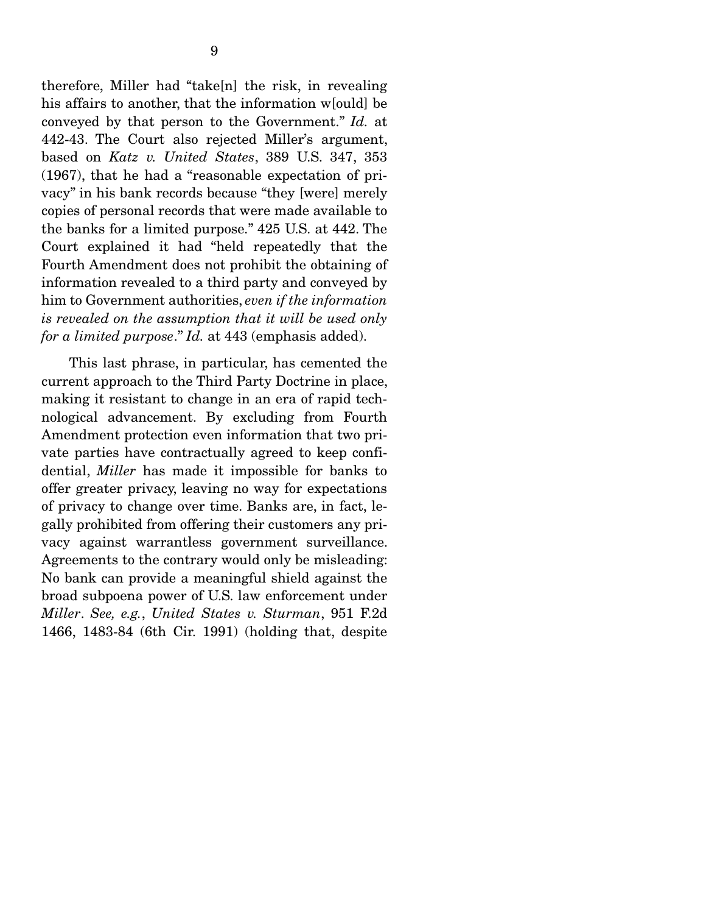therefore, Miller had "take[n] the risk, in revealing his affairs to another, that the information w[ould] be conveyed by that person to the Government." *Id.* at 442-43. The Court also rejected Miller's argument, based on *Katz v. United States*, 389 U.S. 347, 353 (1967), that he had a "reasonable expectation of privacy" in his bank records because "they [were] merely copies of personal records that were made available to the banks for a limited purpose." 425 U.S. at 442. The Court explained it had "held repeatedly that the Fourth Amendment does not prohibit the obtaining of information revealed to a third party and conveyed by him to Government authorities, *even if the information is revealed on the assumption that it will be used only for a limited purpose*." *Id.* at 443 (emphasis added).

This last phrase, in particular, has cemented the current approach to the Third Party Doctrine in place, making it resistant to change in an era of rapid technological advancement. By excluding from Fourth Amendment protection even information that two private parties have contractually agreed to keep confidential, *Miller* has made it impossible for banks to offer greater privacy, leaving no way for expectations of privacy to change over time. Banks are, in fact, legally prohibited from offering their customers any privacy against warrantless government surveillance. Agreements to the contrary would only be misleading: No bank can provide a meaningful shield against the broad subpoena power of U.S. law enforcement under *Miller*. *See, e.g.*, *United States v. Sturman*, 951 F.2d 1466, 1483-84 (6th Cir. 1991) (holding that, despite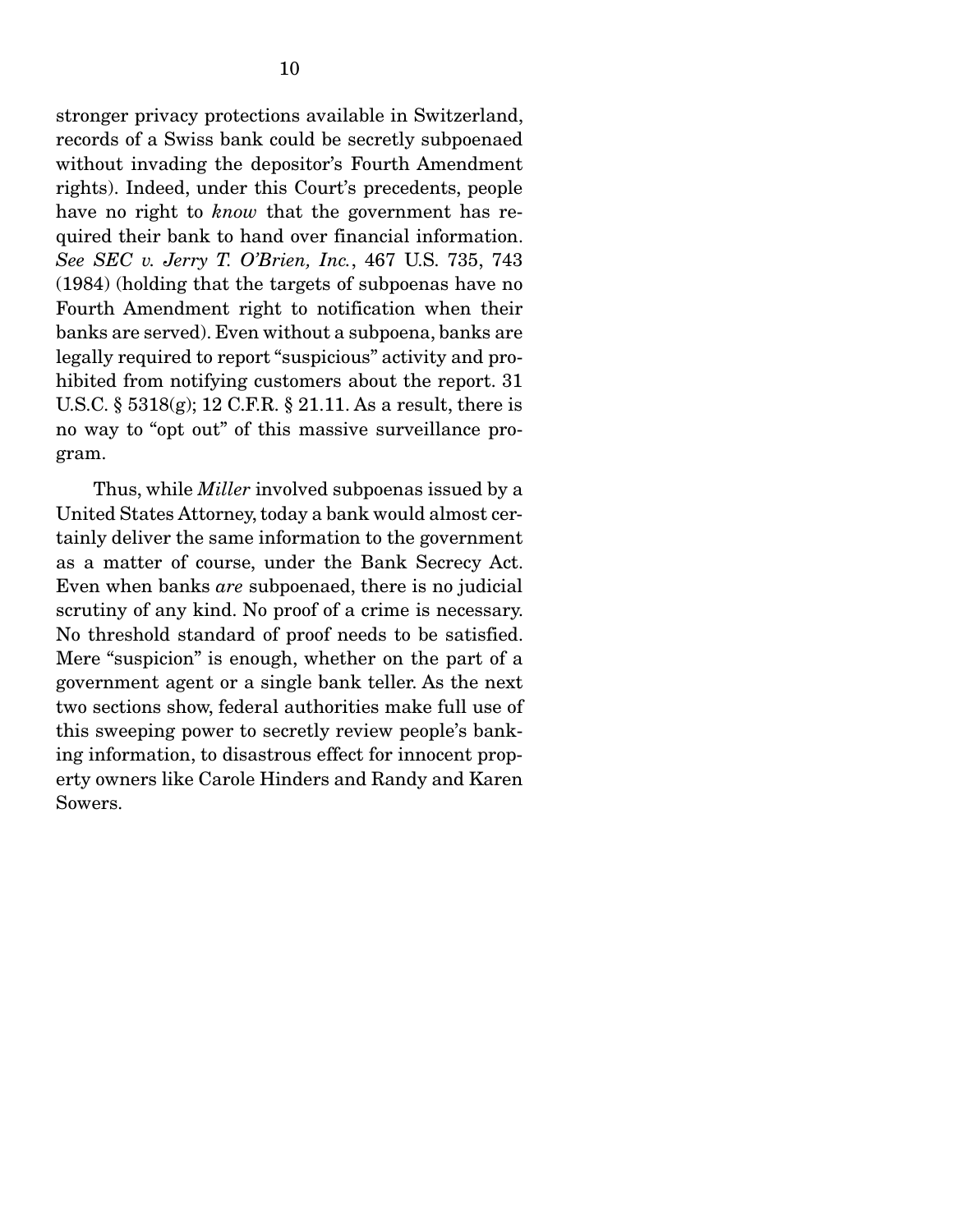stronger privacy protections available in Switzerland, records of a Swiss bank could be secretly subpoenaed without invading the depositor's Fourth Amendment rights). Indeed, under this Court's precedents, people have no right to *know* that the government has required their bank to hand over financial information. *See SEC v. Jerry T. O'Brien, Inc.*, 467 U.S. 735, 743 (1984) (holding that the targets of subpoenas have no Fourth Amendment right to notification when their banks are served). Even without a subpoena, banks are legally required to report "suspicious" activity and prohibited from notifying customers about the report. 31 U.S.C. § 5318(g); 12 C.F.R. § 21.11. As a result, there is no way to "opt out" of this massive surveillance program.

Thus, while *Miller* involved subpoenas issued by a United States Attorney, today a bank would almost certainly deliver the same information to the government as a matter of course, under the Bank Secrecy Act. Even when banks *are* subpoenaed, there is no judicial scrutiny of any kind. No proof of a crime is necessary. No threshold standard of proof needs to be satisfied. Mere "suspicion" is enough, whether on the part of a government agent or a single bank teller. As the next two sections show, federal authorities make full use of this sweeping power to secretly review people's banking information, to disastrous effect for innocent property owners like Carole Hinders and Randy and Karen Sowers.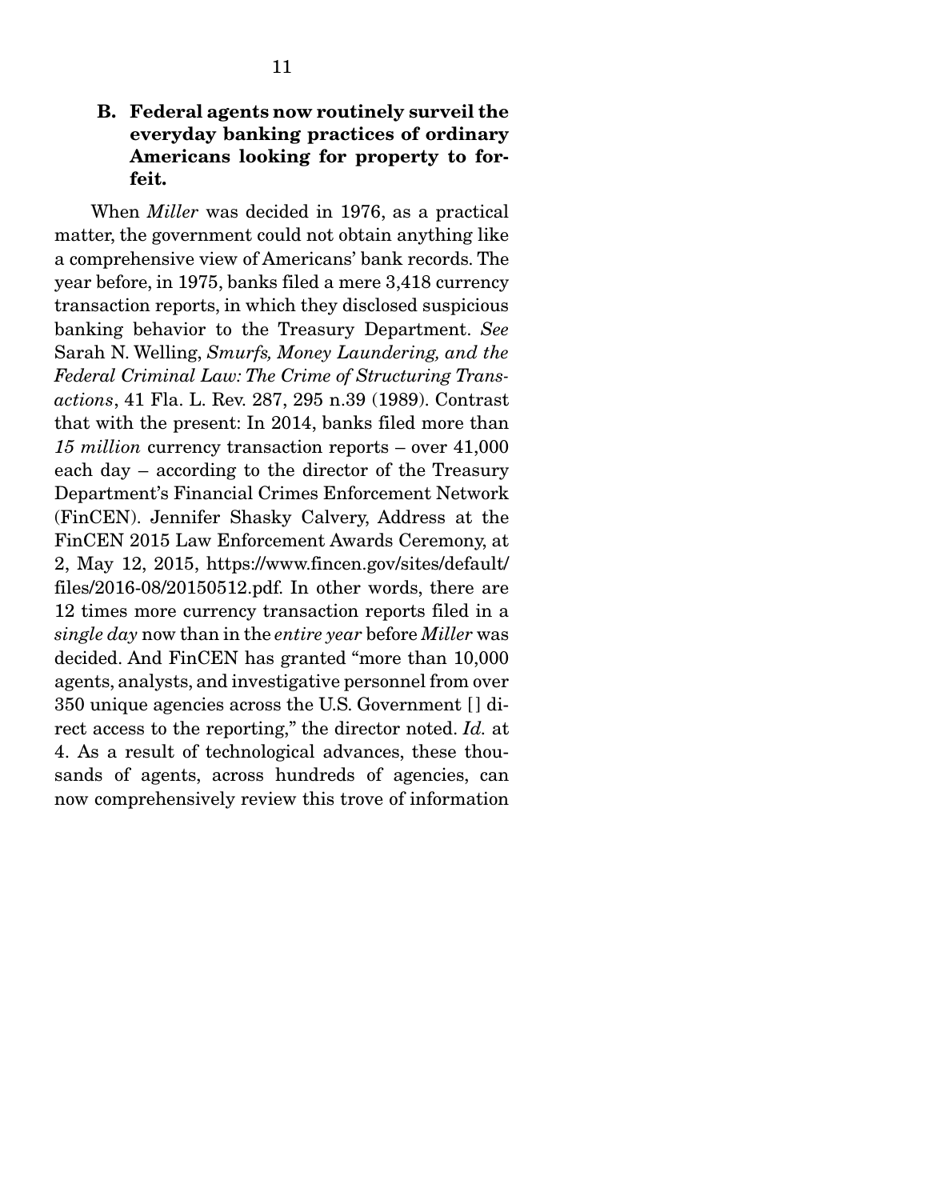### B. Federal agents now routinely surveil the everyday banking practices of ordinary Americans looking for property to forfeit.

When *Miller* was decided in 1976, as a practical matter, the government could not obtain anything like a comprehensive view of Americans' bank records. The year before, in 1975, banks filed a mere 3,418 currency transaction reports, in which they disclosed suspicious banking behavior to the Treasury Department. *See* Sarah N. Welling, *Smurfs, Money Laundering, and the Federal Criminal Law: The Crime of Structuring Transactions*, 41 Fla. L. Rev. 287, 295 n.39 (1989). Contrast that with the present: In 2014, banks filed more than *15 million* currency transaction reports – over 41,000 each day – according to the director of the Treasury Department's Financial Crimes Enforcement Network (FinCEN). Jennifer Shasky Calvery, Address at the FinCEN 2015 Law Enforcement Awards Ceremony, at 2, May 12, 2015, https://www.fincen.gov/sites/default/files/2016-08/20150512.pdf. In other words, there are 12 times more currency transaction reports filed in a *single day* now than in the *entire year* before *Miller* was decided. And FinCEN has granted "more than 10,000 agents, analysts, and investigative personnel from over 350 unique agencies across the U.S. Government [] direct access to the reporting," the director noted. *Id.* at 4. As a result of technological advances, these thousands of agents, across hundreds of agencies, can now comprehensively review this trove of information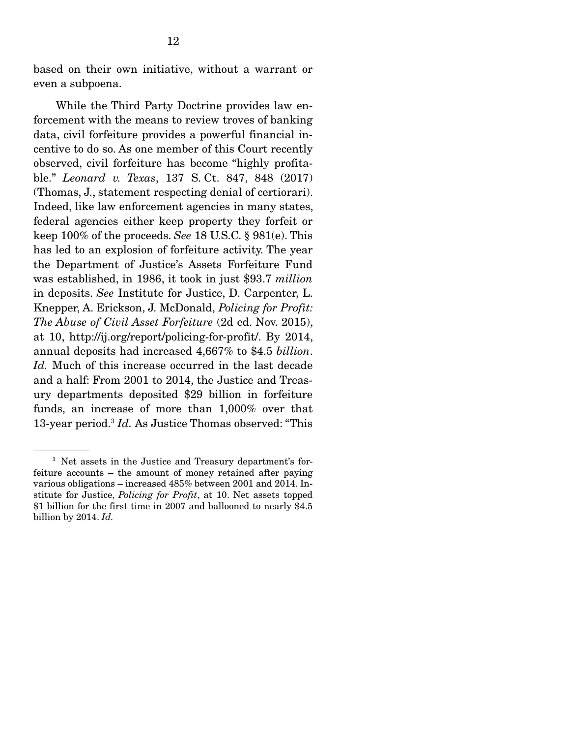based on their own initiative, without a warrant or even a subpoena.

While the Third Party Doctrine provides law enforcement with the means to review troves of banking data, civil forfeiture provides a powerful financial incentive to do so. As one member of this Court recently observed, civil forfeiture has become "highly profitable." *Leonard v. Texas*, 137 S. Ct. 847, 848 (2017) (Thomas, J., statement respecting denial of certiorari). Indeed, like law enforcement agencies in many states, federal agencies either keep property they forfeit or keep 100% of the proceeds. *See* 18 U.S.C. § 981(e). This has led to an explosion of forfeiture activity. The year the Department of Justice's Assets Forfeiture Fund was established, in 1986, it took in just $93.7 *million* in deposits. *See* Institute for Justice, D. Carpenter, L. Knepper, A. Erickson, J. McDonald, *Policing for Profit: The Abuse of Civil Asset Forfeiture* (2d ed. Nov. 2015), at 10, http://ij.org/report/policing-for-profit/. By 2014, annual deposits had increased 4,667% to $4.5 *billion*. *Id.* Much of this increase occurred in the last decade and a half: From 2001 to 2014, the Justice and Treasury departments deposited $29 billion in forfeiture funds, an increase of more than 1,000% over that 13-year period.[3] *Id.* As Justice Thomas observed: "This

---

[3] Net assets in the Justice and Treasury department's forfeiture accounts – the amount of money retained after paying various obligations – increased 485% between 2001 and 2014. Institute for Justice, *Policing for Profit*, at 10. Net assets topped $1 billion for the first time in 2007 and ballooned to nearly $4.5 billion by 2014. *Id.*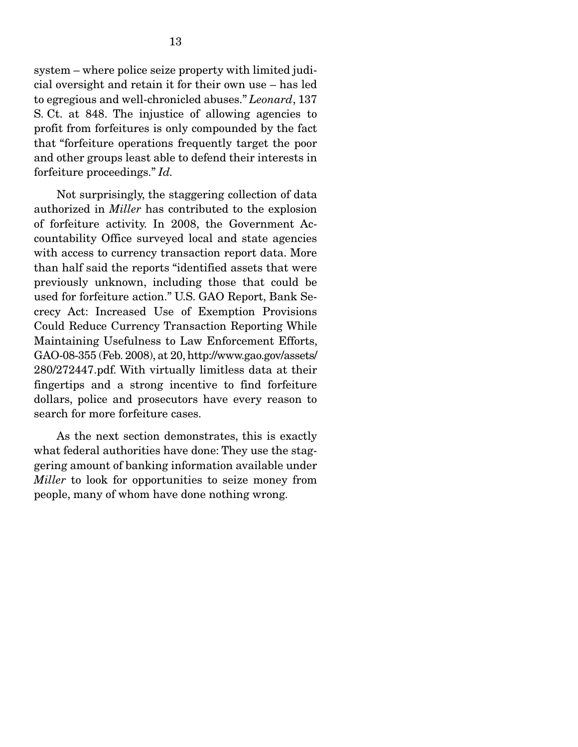system – where police seize property with limited judicial oversight and retain it for their own use – has led to egregious and well-chronicled abuses." *Leonard*, 137 S. Ct. at 848. The injustice of allowing agencies to profit from forfeitures is only compounded by the fact that "forfeiture operations frequently target the poor and other groups least able to defend their interests in forfeiture proceedings." *Id.*

Not surprisingly, the staggering collection of data authorized in *Miller* has contributed to the explosion of forfeiture activity. In 2008, the Government Accountability Office surveyed local and state agencies with access to currency transaction report data. More than half said the reports "identified assets that were previously unknown, including those that could be used for forfeiture action." U.S. GAO Report, Bank Secrecy Act: Increased Use of Exemption Provisions Could Reduce Currency Transaction Reporting While Maintaining Usefulness to Law Enforcement Efforts, GAO-08-355 (Feb. 2008), at 20, http://www.gao.gov/assets/280/272447.pdf. With virtually limitless data at their fingertips and a strong incentive to find forfeiture dollars, police and prosecutors have every reason to search for more forfeiture cases.

As the next section demonstrates, this is exactly what federal authorities have done: They use the staggering amount of banking information available under *Miller* to look for opportunities to seize money from people, many of whom have done nothing wrong.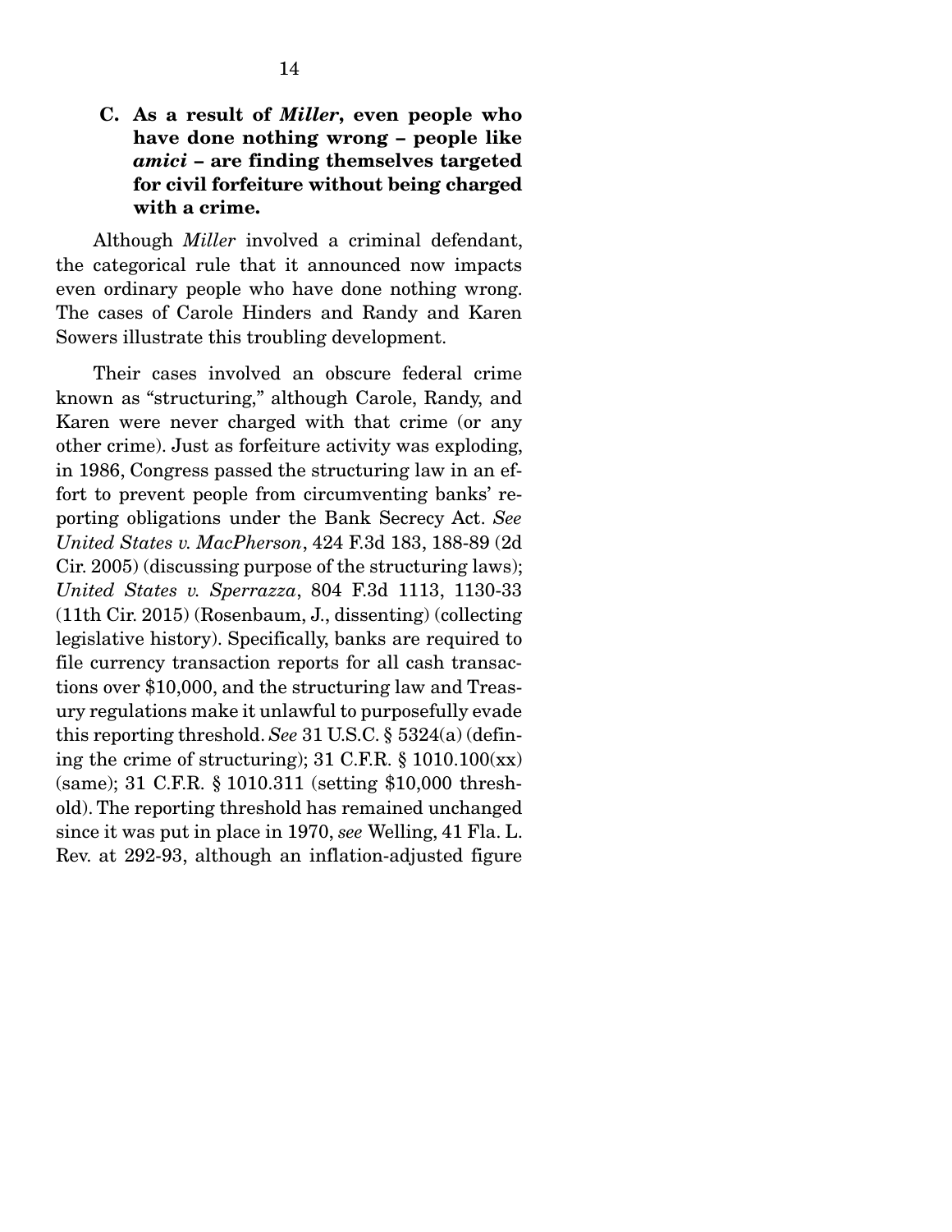### C. As a result of *Miller*, even people who have done nothing wrong – people like *amici* – are finding themselves targeted for civil forfeiture without being charged with a crime.

Although *Miller* involved a criminal defendant, the categorical rule that it announced now impacts even ordinary people who have done nothing wrong. The cases of Carole Hinders and Randy and Karen Sowers illustrate this troubling development.

Their cases involved an obscure federal crime known as "structuring," although Carole, Randy, and Karen were never charged with that crime (or any other crime). Just as forfeiture activity was exploding, in 1986, Congress passed the structuring law in an effort to prevent people from circumventing banks' reporting obligations under the Bank Secrecy Act. *See United States v. MacPherson*, 424 F.3d 183, 188-89 (2d Cir. 2005) (discussing purpose of the structuring laws); *United States v. Sperrazza*, 804 F.3d 1113, 1130-33 (11th Cir. 2015) (Rosenbaum, J., dissenting) (collecting legislative history). Specifically, banks are required to file currency transaction reports for all cash transactions over $10,000, and the structuring law and Treasury regulations make it unlawful to purposefully evade this reporting threshold. *See* 31 U.S.C. § 5324(a) (defining the crime of structuring); 31 C.F.R. § 1010.100(xx) (same); 31 C.F.R. § 1010.311 (setting $10,000 threshold). The reporting threshold has remained unchanged since it was put in place in 1970, *see* Welling, 41 Fla. L. Rev. at 292-93, although an inflation-adjusted figure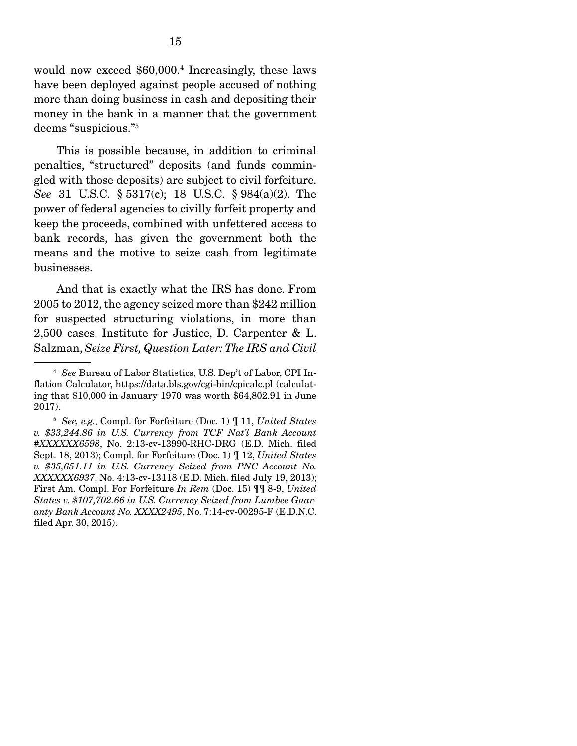would now exceed $60,000.[4] Increasingly, these laws have been deployed against people accused of nothing more than doing business in cash and depositing their money in the bank in a manner that the government deems "suspicious."[5]

This is possible because, in addition to criminal penalties, "structured" deposits (and funds commingled with those deposits) are subject to civil forfeiture. *See* 31 U.S.C. § 5317(c); 18 U.S.C. § 984(a)(2). The power of federal agencies to civilly forfeit property and keep the proceeds, combined with unfettered access to bank records, has given the government both the means and the motive to seize cash from legitimate businesses.

And that is exactly what the IRS has done. From 2005 to 2012, the agency seized more than $242 million for suspected structuring violations, in more than 2,500 cases. Institute for Justice, D. Carpenter & L. Salzman, *Seize First, Question Later: The IRS and Civil*

---

[4] *See* Bureau of Labor Statistics, U.S. Dep't of Labor, CPI Inflation Calculator, https://data.bls.gov/cgi-bin/cpicalc.pl (calculating that $10,000 in January 1970 was worth $64,802.91 in June 2017).

[5] *See, e.g.*, Compl. for Forfeiture (Doc. 1) ¶ 11, *United States v. $33,244.86 in U.S. Currency from TCF Nat'l Bank Account #XXXXXX6598*, No. 2:13-cv-13990-RHC-DRG (E.D. Mich. filed Sept. 18, 2013); Compl. for Forfeiture (Doc. 1) ¶ 12, *United States v. $35,651.11 in U.S. Currency Seized from PNC Account No. XXXXXX6937*, No. 4:13-cv-13118 (E.D. Mich. filed July 19, 2013); First Am. Compl. For Forfeiture *In Rem* (Doc. 15) ¶¶ 8-9, *United States v. $107,702.66 in U.S. Currency Seized from Lumbee Guaranty Bank Account No. XXXX2495*, No. 7:14-cv-00295-F (E.D.N.C. filed Apr. 30, 2015).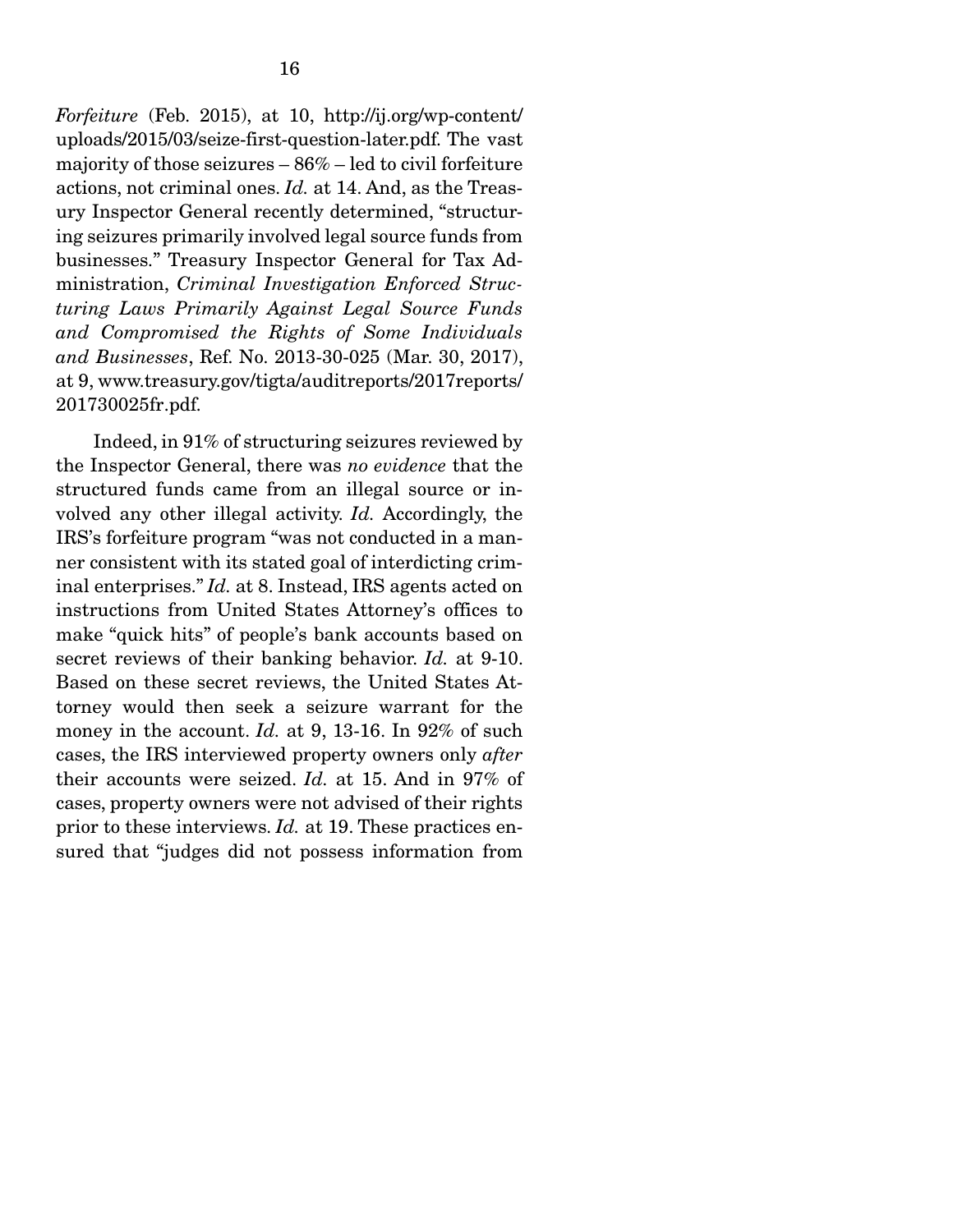*Forfeiture* (Feb. 2015), at 10, http://ij.org/wp-content/uploads/2015/03/seize-first-question-later.pdf. The vast majority of those seizures – 86% – led to civil forfeiture actions, not criminal ones. *Id.* at 14. And, as the Treasury Inspector General recently determined, "structuring seizures primarily involved legal source funds from businesses." Treasury Inspector General for Tax Administration, *Criminal Investigation Enforced Structuring Laws Primarily Against Legal Source Funds and Compromised the Rights of Some Individuals and Businesses*, Ref. No. 2013-30-025 (Mar. 30, 2017), at 9, www.treasury.gov/tigta/auditreports/2017reports/201730025fr.pdf.

Indeed, in 91% of structuring seizures reviewed by the Inspector General, there was *no evidence* that the structured funds came from an illegal source or involved any other illegal activity. *Id.* Accordingly, the IRS's forfeiture program "was not conducted in a manner consistent with its stated goal of interdicting criminal enterprises." *Id.* at 8. Instead, IRS agents acted on instructions from United States Attorney's offices to make "quick hits" of people's bank accounts based on secret reviews of their banking behavior. *Id.* at 9-10. Based on these secret reviews, the United States Attorney would then seek a seizure warrant for the money in the account. *Id.* at 9, 13-16. In 92% of such cases, the IRS interviewed property owners only *after* their accounts were seized. *Id.* at 15. And in 97% of cases, property owners were not advised of their rights prior to these interviews. *Id.* at 19. These practices ensured that "judges did not possess information from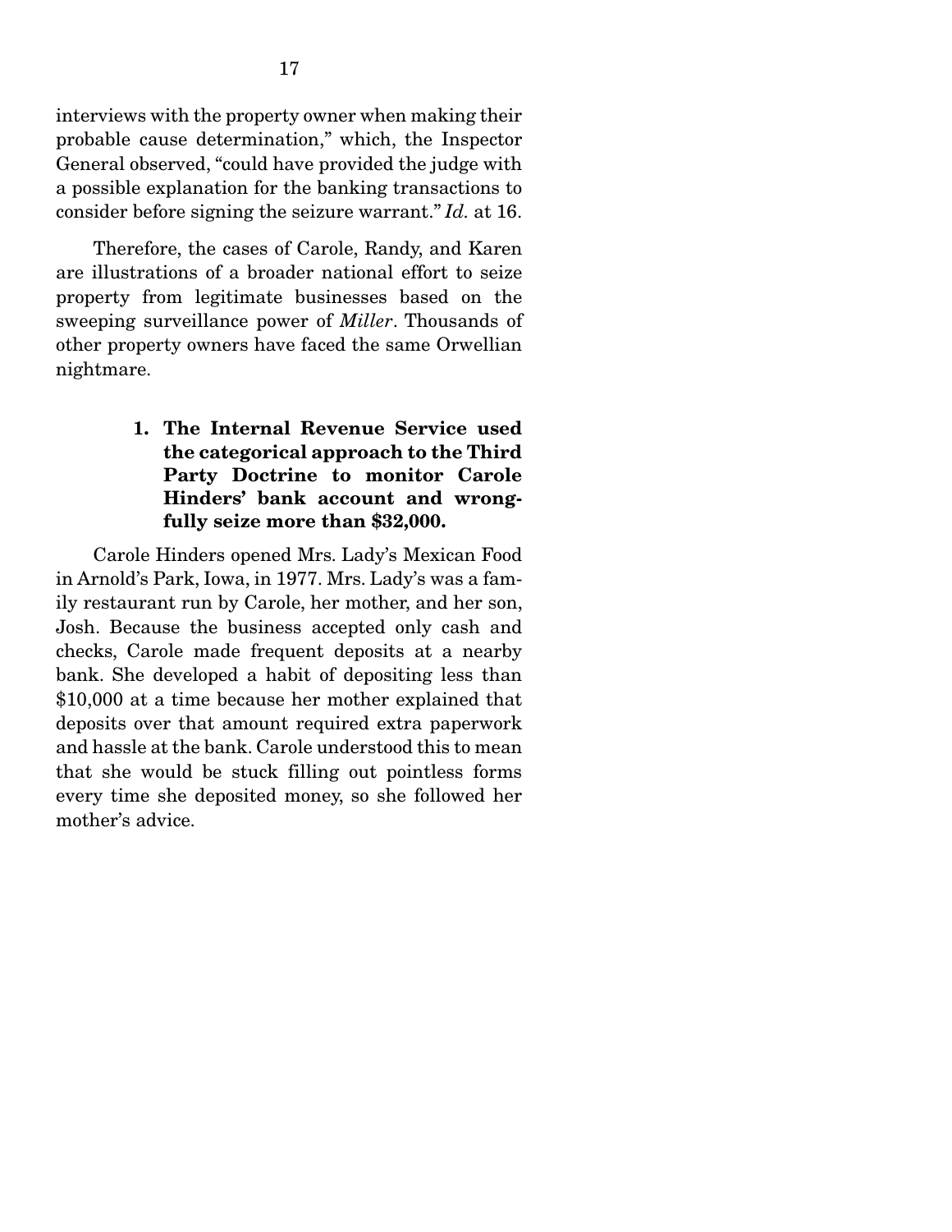interviews with the property owner when making their probable cause determination," which, the Inspector General observed, "could have provided the judge with a possible explanation for the banking transactions to consider before signing the seizure warrant." *Id.* at 16.

Therefore, the cases of Carole, Randy, and Karen are illustrations of a broader national effort to seize property from legitimate businesses based on the sweeping surveillance power of *Miller*. Thousands of other property owners have faced the same Orwellian nightmare.

### 1. The Internal Revenue Service used the categorical approach to the Third Party Doctrine to monitor Carole Hinders' bank account and wrongfully seize more than $32,000.

Carole Hinders opened Mrs. Lady's Mexican Food in Arnold's Park, Iowa, in 1977. Mrs. Lady's was a family restaurant run by Carole, her mother, and her son, Josh. Because the business accepted only cash and checks, Carole made frequent deposits at a nearby bank. She developed a habit of depositing less than $10,000 at a time because her mother explained that deposits over that amount required extra paperwork and hassle at the bank. Carole understood this to mean that she would be stuck filling out pointless forms every time she deposited money, so she followed her mother's advice.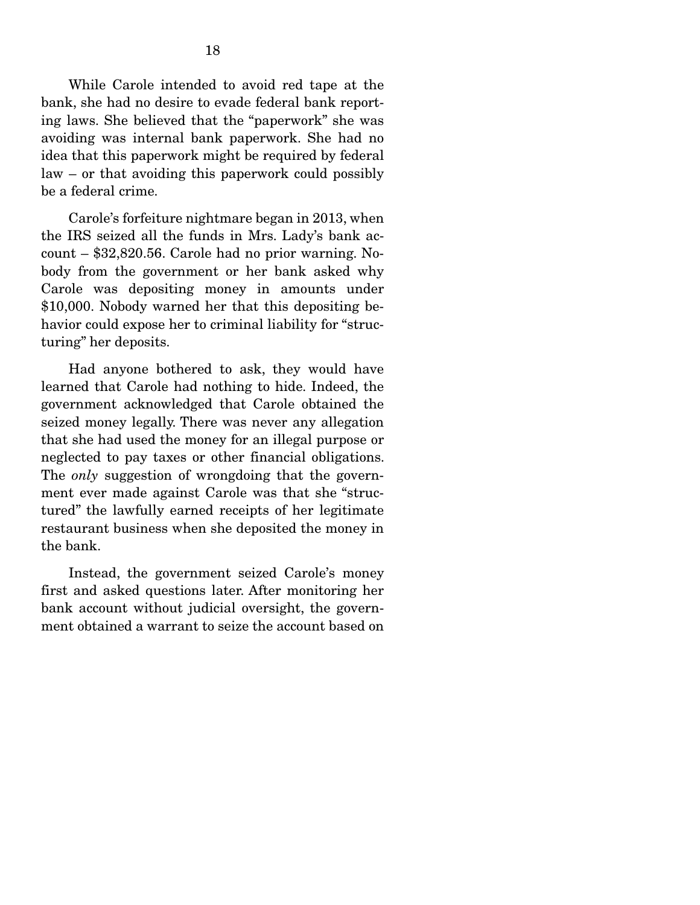While Carole intended to avoid red tape at the bank, she had no desire to evade federal bank reporting laws. She believed that the "paperwork" she was avoiding was internal bank paperwork. She had no idea that this paperwork might be required by federal law – or that avoiding this paperwork could possibly be a federal crime.

Carole's forfeiture nightmare began in 2013, when the IRS seized all the funds in Mrs. Lady's bank account – $32,820.56. Carole had no prior warning. Nobody from the government or her bank asked why Carole was depositing money in amounts under $10,000. Nobody warned her that this depositing behavior could expose her to criminal liability for "structuring" her deposits.

Had anyone bothered to ask, they would have learned that Carole had nothing to hide. Indeed, the government acknowledged that Carole obtained the seized money legally. There was never any allegation that she had used the money for an illegal purpose or neglected to pay taxes or other financial obligations. The *only* suggestion of wrongdoing that the government ever made against Carole was that she "structured" the lawfully earned receipts of her legitimate restaurant business when she deposited the money in the bank.

Instead, the government seized Carole's money first and asked questions later. After monitoring her bank account without judicial oversight, the government obtained a warrant to seize the account based on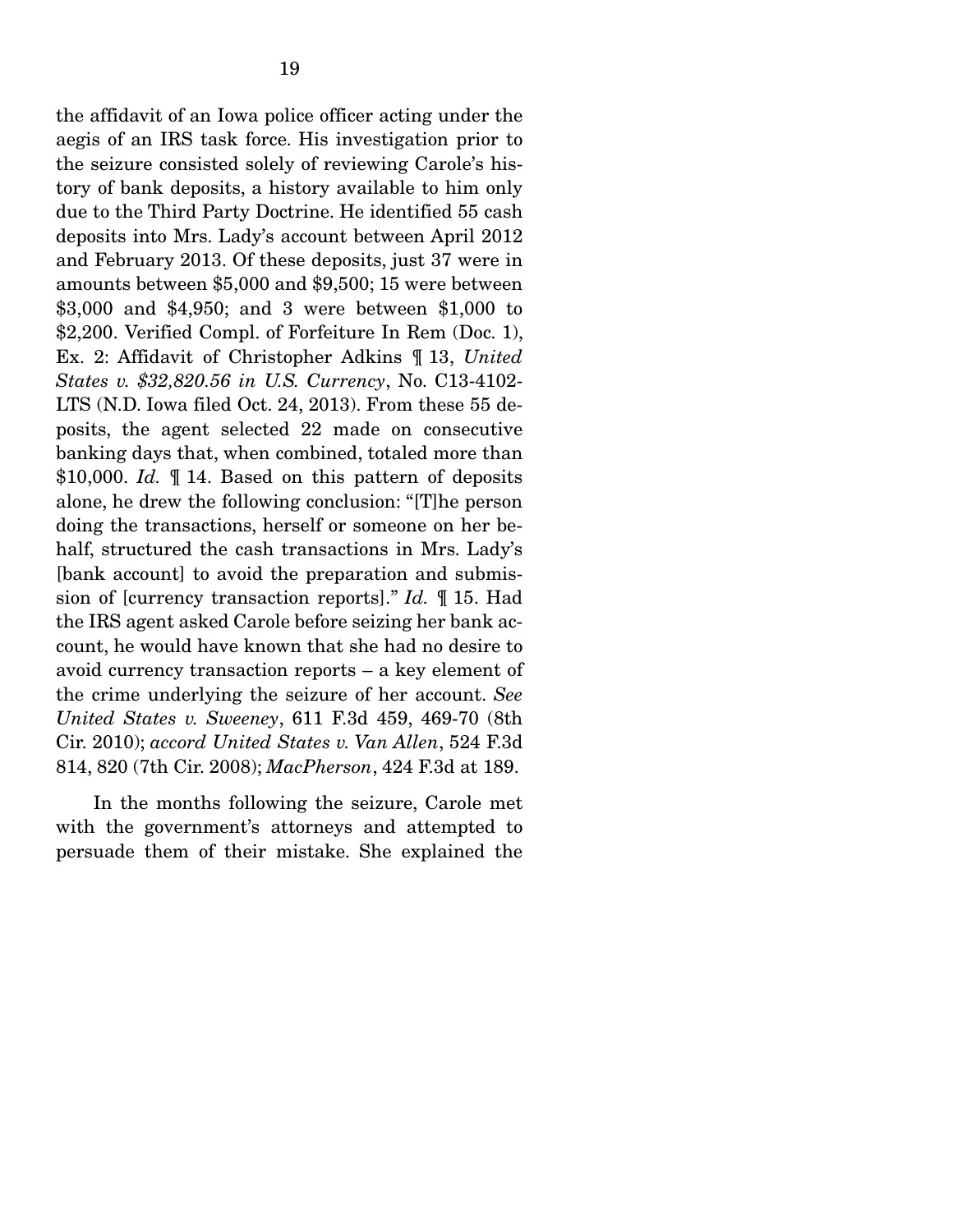the affidavit of an Iowa police officer acting under the aegis of an IRS task force. His investigation prior to the seizure consisted solely of reviewing Carole's history of bank deposits, a history available to him only due to the Third Party Doctrine. He identified 55 cash deposits into Mrs. Lady's account between April 2012 and February 2013. Of these deposits, just 37 were in amounts between $5,000 and $9,500; 15 were between $3,000 and $4,950; and 3 were between $1,000 to $2,200. Verified Compl. of Forfeiture In Rem (Doc. 1), Ex. 2: Affidavit of Christopher Adkins ¶ 13, *United States v. $32,820.56 in U.S. Currency*, No. C13-4102-LTS (N.D. Iowa filed Oct. 24, 2013). From these 55 deposits, the agent selected 22 made on consecutive banking days that, when combined, totaled more than $10,000. *Id.* ¶ 14. Based on this pattern of deposits alone, he drew the following conclusion: "[T]he person doing the transactions, herself or someone on her behalf, structured the cash transactions in Mrs. Lady's [bank account] to avoid the preparation and submission of [currency transaction reports]." *Id.* ¶ 15. Had the IRS agent asked Carole before seizing her bank account, he would have known that she had no desire to avoid currency transaction reports – a key element of the crime underlying the seizure of her account. *See United States v. Sweeney*, 611 F.3d 459, 469-70 (8th Cir. 2010); *accord United States v. Van Allen*, 524 F.3d 814, 820 (7th Cir. 2008); *MacPherson*, 424 F.3d at 189.

In the months following the seizure, Carole met with the government's attorneys and attempted to persuade them of their mistake. She explained the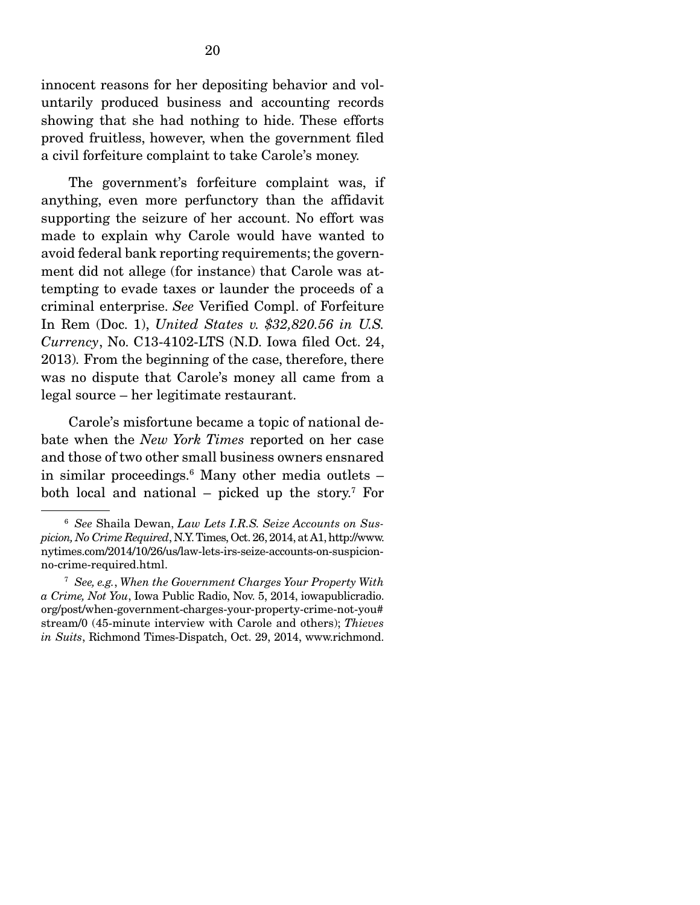innocent reasons for her depositing behavior and voluntarily produced business and accounting records showing that she had nothing to hide. These efforts proved fruitless, however, when the government filed a civil forfeiture complaint to take Carole's money.

The government's forfeiture complaint was, if anything, even more perfunctory than the affidavit supporting the seizure of her account. No effort was made to explain why Carole would have wanted to avoid federal bank reporting requirements; the government did not allege (for instance) that Carole was attempting to evade taxes or launder the proceeds of a criminal enterprise. *See* Verified Compl. of Forfeiture In Rem (Doc. 1), *United States v. $32,820.56 in U.S. Currency*, No. C13-4102-LTS (N.D. Iowa filed Oct. 24, 2013). From the beginning of the case, therefore, there was no dispute that Carole's money all came from a legal source – her legitimate restaurant.

Carole's misfortune became a topic of national debate when the *New York Times* reported on her case and those of two other small business owners ensnared in similar proceedings.[6] Many other media outlets – both local and national – picked up the story.[7] For

---

[6] *See* Shaila Dewan, *Law Lets I.R.S. Seize Accounts on Suspicion, No Crime Required*, N.Y. Times, Oct. 26, 2014, at A1, http://www.nytimes.com/2014/10/26/us/law-lets-irs-seize-accounts-on-suspicion-no-crime-required.html.

[7] *See, e.g.*, *When the Government Charges Your Property With a Crime, Not You*, Iowa Public Radio, Nov. 5, 2014, iowapublicradio.org/post/when-government-charges-your-property-crime-not-you#stream/0 (45-minute interview with Carole and others); *Thieves in Suits*, Richmond Times-Dispatch, Oct. 29, 2014, www.richmond.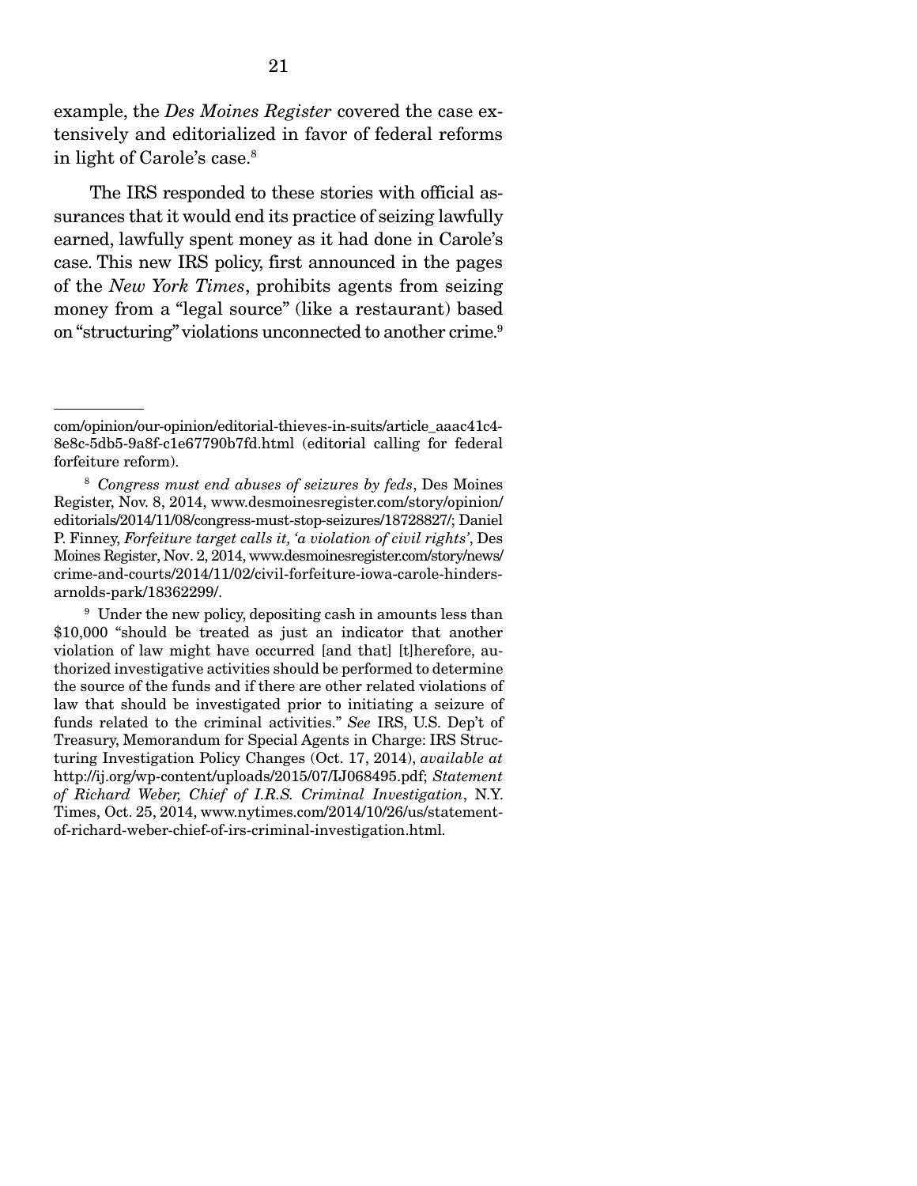example, the *Des Moines Register* covered the case extensively and editorialized in favor of federal reforms in light of Carole's case.[8]

The IRS responded to these stories with official assurances that it would end its practice of seizing lawfully earned, lawfully spent money as it had done in Carole's case. This new IRS policy, first announced in the pages of the *New York Times*, prohibits agents from seizing money from a "legal source" (like a restaurant) based on "structuring" violations unconnected to another crime.[9]

---

com/opinion/our-opinion/editorial-thieves-in-suits/article_aaac41c4-8e8c-5db5-9a8f-c1e67790b7fd.html (editorial calling for federal forfeiture reform).

[8] *Congress must end abuses of seizures by feds*, Des Moines Register, Nov. 8, 2014, www.desmoinesregister.com/story/opinion/editorials/2014/11/08/congress-must-stop-seizures/18728827/; Daniel P. Finney, *Forfeiture target calls it, 'a violation of civil rights'*, Des Moines Register, Nov. 2, 2014, www.desmoinesregister.com/story/news/crime-and-courts/2014/11/02/civil-forfeiture-iowa-carole-hinders-arnolds-park/18362299/.

[9] Under the new policy, depositing cash in amounts less than $10,000 "should be treated as just an indicator that another violation of law might have occurred [and that] [t]herefore, authorized investigative activities should be performed to determine the source of the funds and if there are other related violations of law that should be investigated prior to initiating a seizure of funds related to the criminal activities." *See* IRS, U.S. Dep't of Treasury, Memorandum for Special Agents in Charge: IRS Structuring Investigation Policy Changes (Oct. 17, 2014), *available at* http://ij.org/wp-content/uploads/2015/07/IJ068495.pdf; *Statement of Richard Weber, Chief of I.R.S. Criminal Investigation*, N.Y. Times, Oct. 25, 2014, www.nytimes.com/2014/10/26/us/statement-of-richard-weber-chief-of-irs-criminal-investigation.html.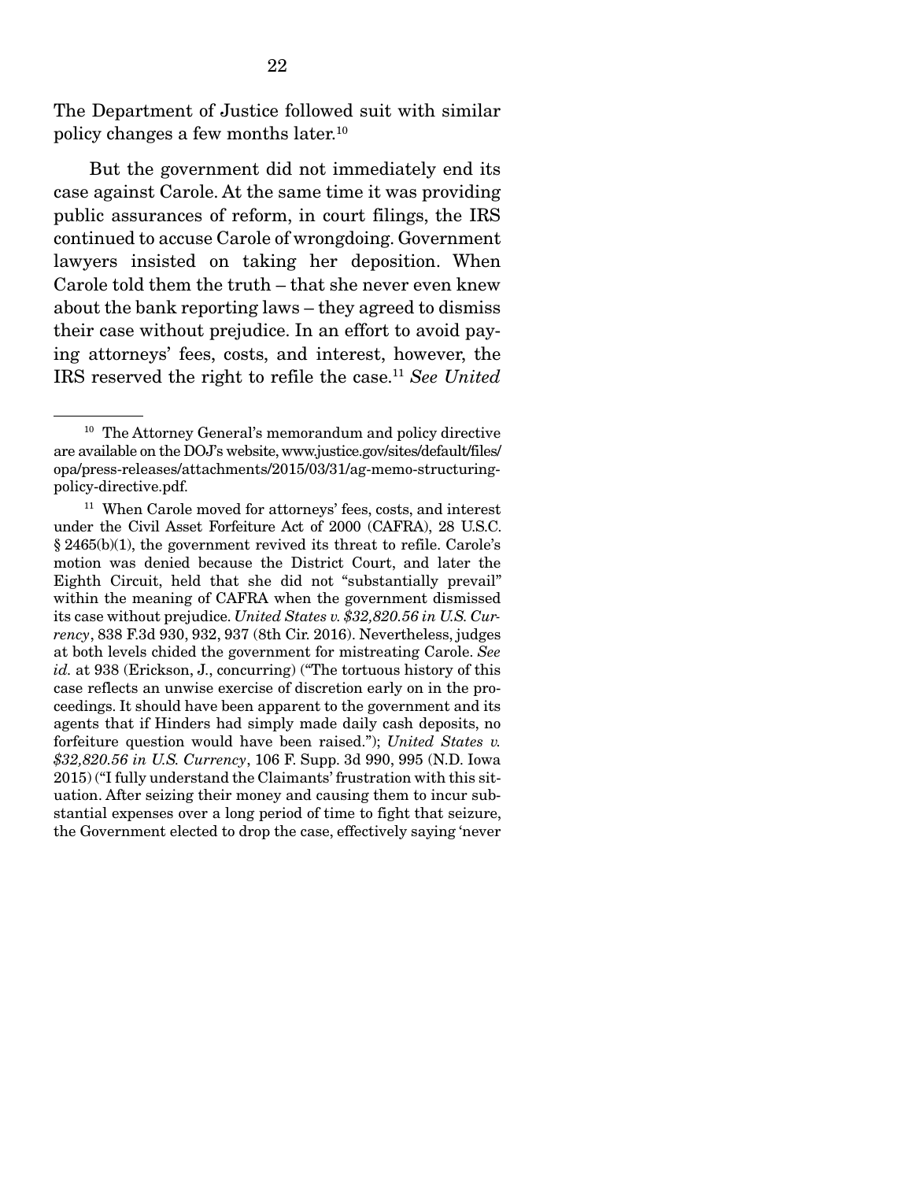The Department of Justice followed suit with similar policy changes a few months later.[10]

But the government did not immediately end its case against Carole. At the same time it was providing public assurances of reform, in court filings, the IRS continued to accuse Carole of wrongdoing. Government lawyers insisted on taking her deposition. When Carole told them the truth – that she never even knew about the bank reporting laws – they agreed to dismiss their case without prejudice. In an effort to avoid paying attorneys' fees, costs, and interest, however, the IRS reserved the right to refile the case.[11] *See United*

---

[10] The Attorney General's memorandum and policy directive are available on the DOJ's website, www.justice.gov/sites/default/files/opa/press-releases/attachments/2015/03/31/ag-memo-structuring-policy-directive.pdf.

[11] When Carole moved for attorneys' fees, costs, and interest under the Civil Asset Forfeiture Act of 2000 (CAFRA), 28 U.S.C. § 2465(b)(1), the government revived its threat to refile. Carole's motion was denied because the District Court, and later the Eighth Circuit, held that she did not "substantially prevail" within the meaning of CAFRA when the government dismissed its case without prejudice. *United States v. $32,820.56 in U.S. Currency*, 838 F.3d 930, 932, 937 (8th Cir. 2016). Nevertheless, judges at both levels chided the government for mistreating Carole. *See id.* at 938 (Erickson, J., concurring) ("The tortuous history of this case reflects an unwise exercise of discretion early on in the proceedings. It should have been apparent to the government and its agents that if Hinders had simply made daily cash deposits, no forfeiture question would have been raised."); *United States v. $32,820.56 in U.S. Currency*, 106 F. Supp. 3d 990, 995 (N.D. Iowa 2015) ("I fully understand the Claimants' frustration with this situation. After seizing their money and causing them to incur substantial expenses over a long period of time to fight that seizure, the Government elected to drop the case, effectively saying 'never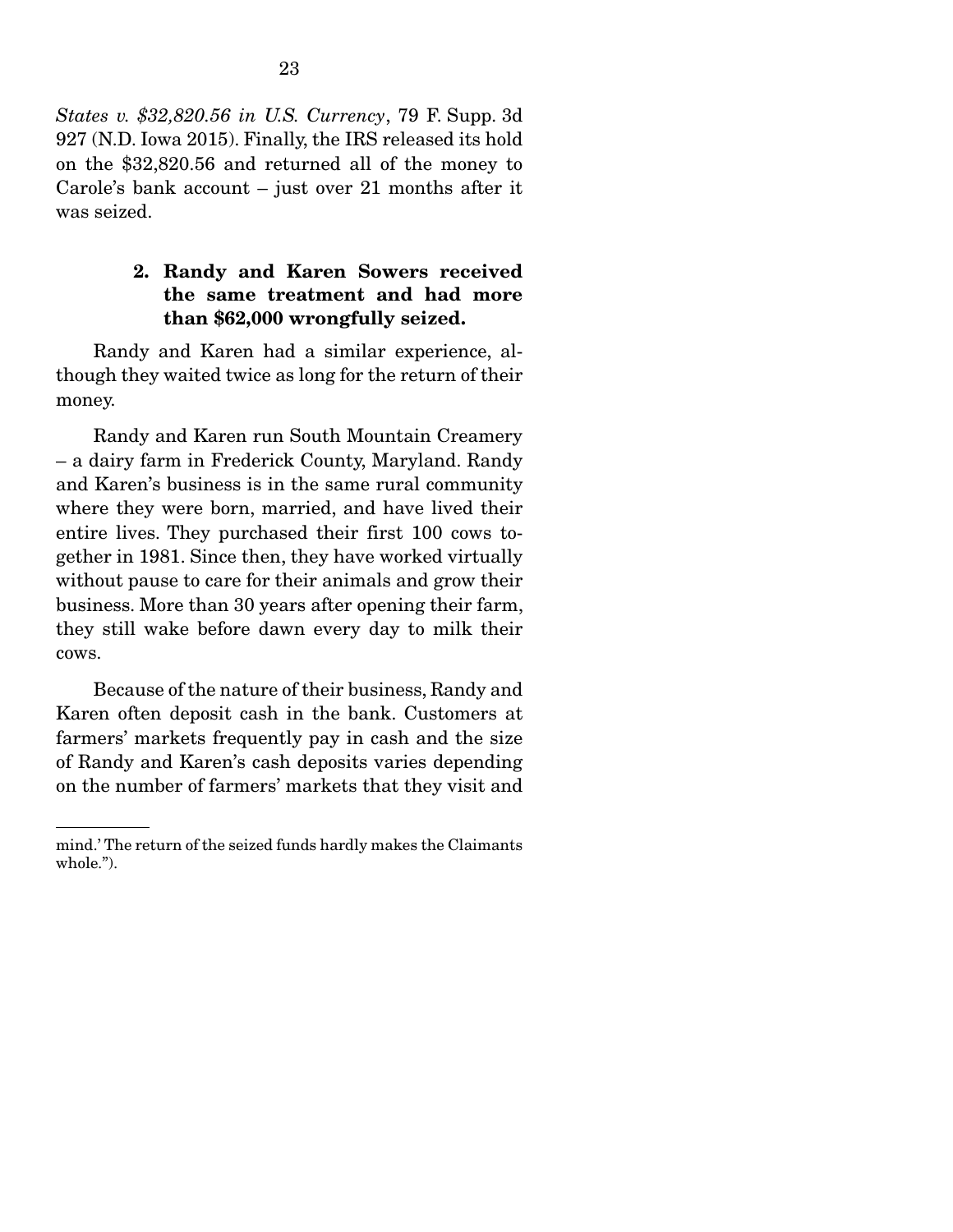*States v. $32,820.56 in U.S. Currency*, 79 F. Supp. 3d 927 (N.D. Iowa 2015). Finally, the IRS released its hold on the $32,820.56 and returned all of the money to Carole's bank account – just over 21 months after it was seized.

#### 2. Randy and Karen Sowers received the same treatment and had more than $62,000 wrongfully seized.

Randy and Karen had a similar experience, although they waited twice as long for the return of their money.

Randy and Karen run South Mountain Creamery – a dairy farm in Frederick County, Maryland. Randy and Karen's business is in the same rural community where they were born, married, and have lived their entire lives. They purchased their first 100 cows together in 1981. Since then, they have worked virtually without pause to care for their animals and grow their business. More than 30 years after opening their farm, they still wake before dawn every day to milk their cows.

Because of the nature of their business, Randy and Karen often deposit cash in the bank. Customers at farmers' markets frequently pay in cash and the size of Randy and Karen's cash deposits varies depending on the number of farmers' markets that they visit and

---

mind.' The return of the seized funds hardly makes the Claimants whole.").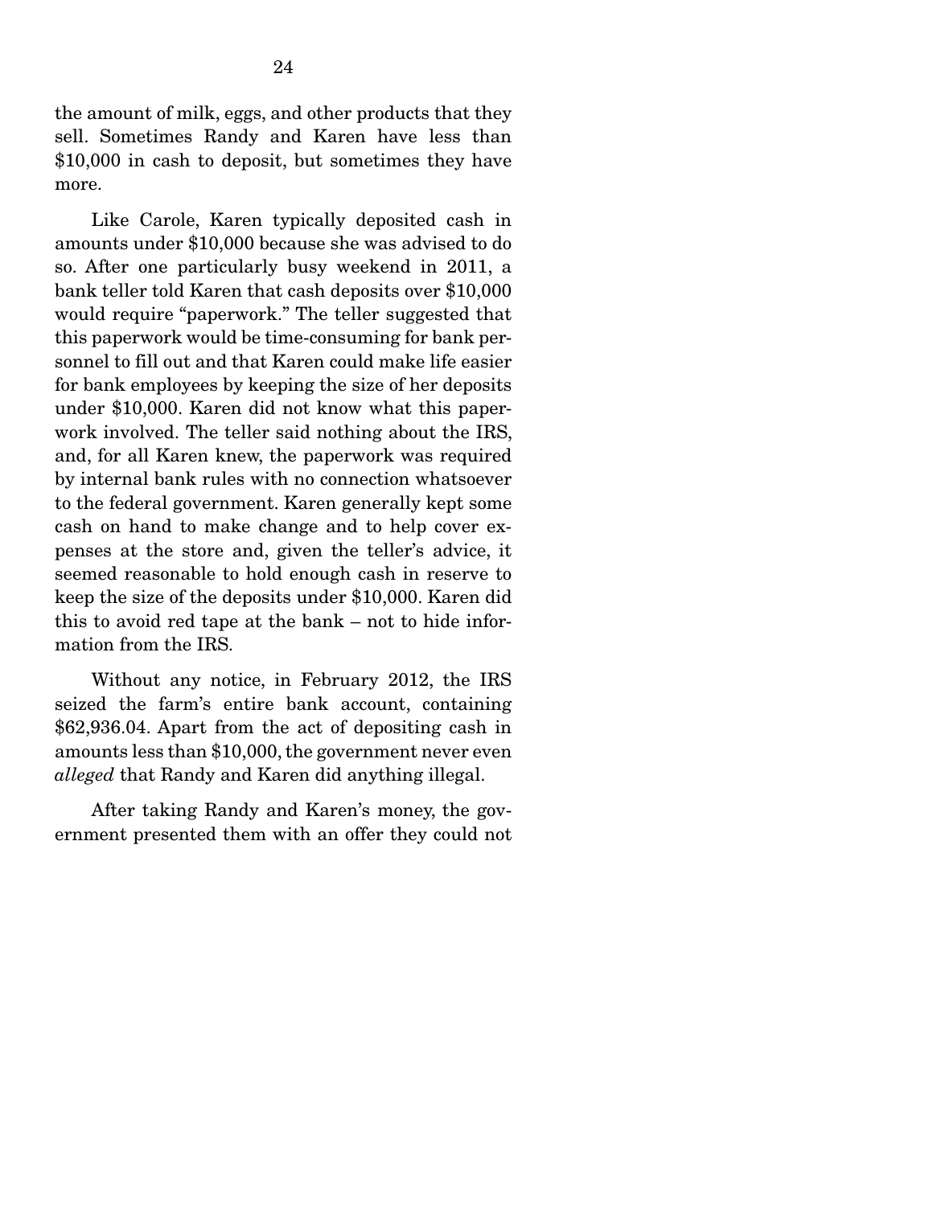the amount of milk, eggs, and other products that they sell. Sometimes Randy and Karen have less than $10,000 in cash to deposit, but sometimes they have more.

Like Carole, Karen typically deposited cash in amounts under $10,000 because she was advised to do so. After one particularly busy weekend in 2011, a bank teller told Karen that cash deposits over $10,000 would require "paperwork." The teller suggested that this paperwork would be time-consuming for bank personnel to fill out and that Karen could make life easier for bank employees by keeping the size of her deposits under $10,000. Karen did not know what this paperwork involved. The teller said nothing about the IRS, and, for all Karen knew, the paperwork was required by internal bank rules with no connection whatsoever to the federal government. Karen generally kept some cash on hand to make change and to help cover expenses at the store and, given the teller's advice, it seemed reasonable to hold enough cash in reserve to keep the size of the deposits under $10,000. Karen did this to avoid red tape at the bank – not to hide information from the IRS.

Without any notice, in February 2012, the IRS seized the farm's entire bank account, containing $62,936.04. Apart from the act of depositing cash in amounts less than $10,000, the government never even *alleged* that Randy and Karen did anything illegal.

After taking Randy and Karen's money, the government presented them with an offer they could not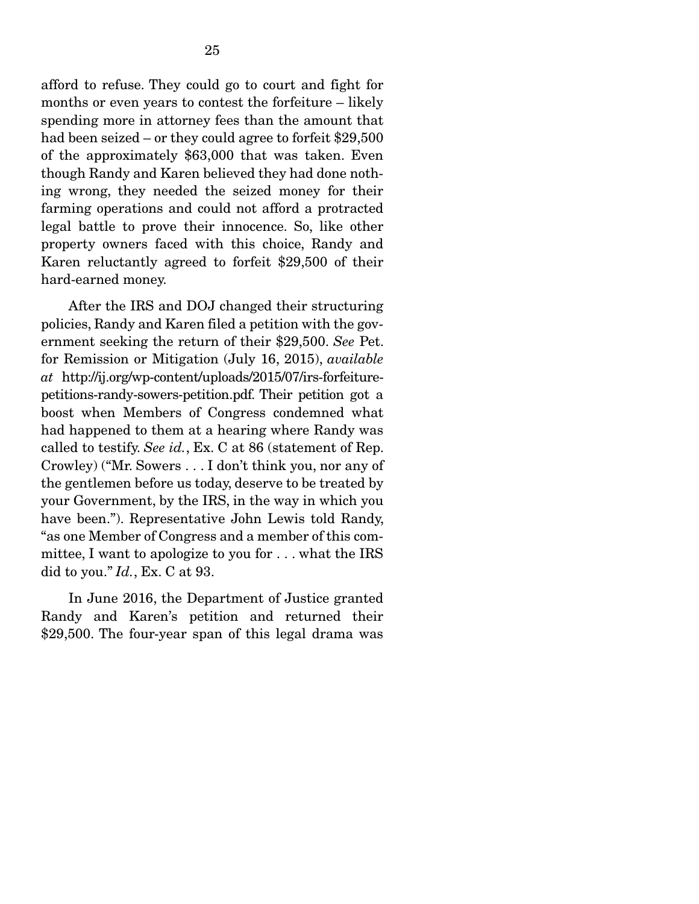afford to refuse. They could go to court and fight for months or even years to contest the forfeiture – likely spending more in attorney fees than the amount that had been seized – or they could agree to forfeit $29,500 of the approximately $63,000 that was taken. Even though Randy and Karen believed they had done nothing wrong, they needed the seized money for their farming operations and could not afford a protracted legal battle to prove their innocence. So, like other property owners faced with this choice, Randy and Karen reluctantly agreed to forfeit $29,500 of their hard-earned money.

After the IRS and DOJ changed their structuring policies, Randy and Karen filed a petition with the government seeking the return of their $29,500. *See* Pet. for Remission or Mitigation (July 16, 2015), *available at* http://ij.org/wp-content/uploads/2015/07/irs-forfeiture-petitions-randy-sowers-petition.pdf. Their petition got a boost when Members of Congress condemned what had happened to them at a hearing where Randy was called to testify. *See id.*, Ex. C at 86 (statement of Rep. Crowley) ("Mr. Sowers . . . I don't think you, nor any of the gentlemen before us today, deserve to be treated by your Government, by the IRS, in the way in which you have been."). Representative John Lewis told Randy, "as one Member of Congress and a member of this committee, I want to apologize to you for . . . what the IRS did to you." *Id.*, Ex. C at 93.

In June 2016, the Department of Justice granted Randy and Karen's petition and returned their $29,500. The four-year span of this legal drama was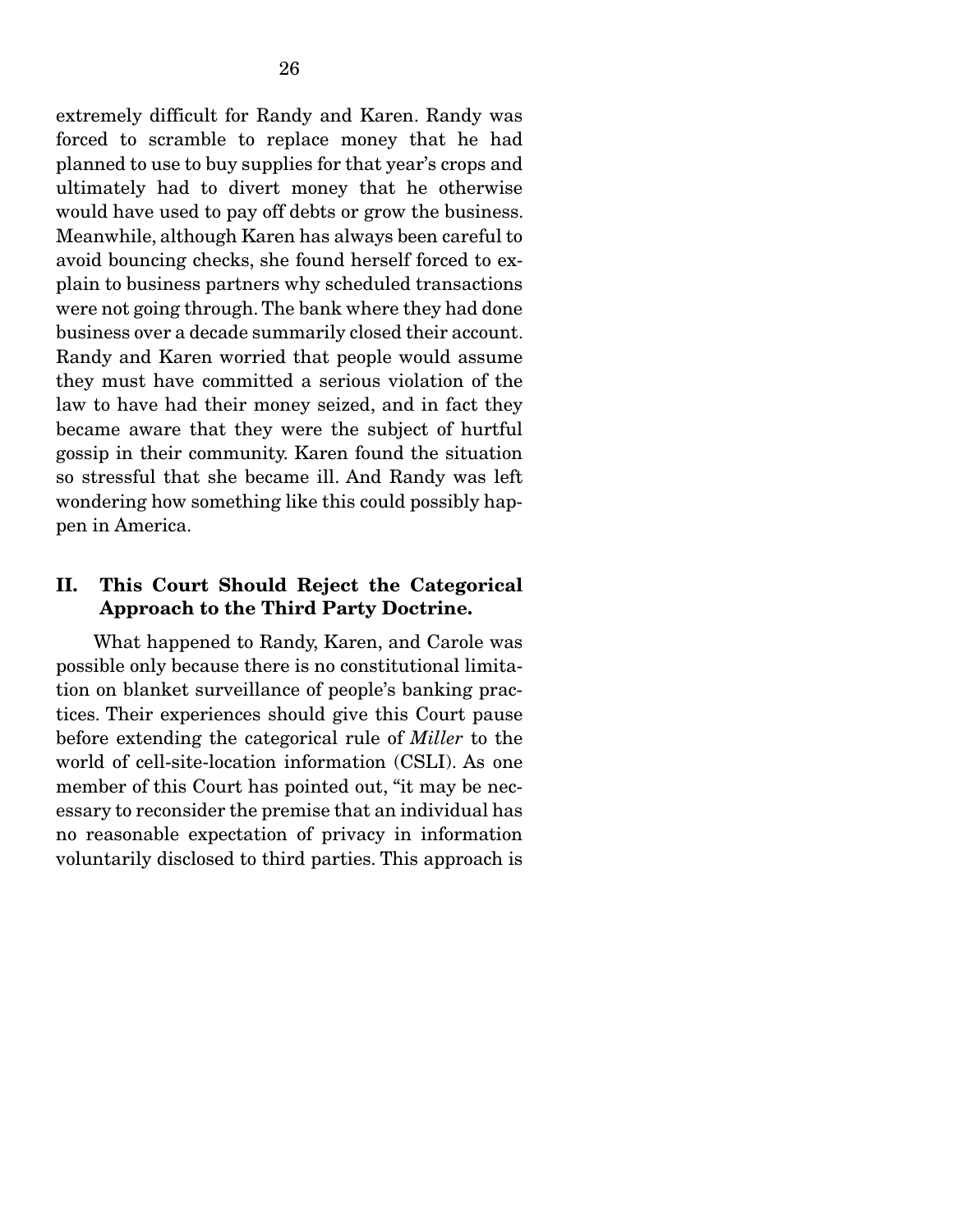extremely difficult for Randy and Karen. Randy was forced to scramble to replace money that he had planned to use to buy supplies for that year's crops and ultimately had to divert money that he otherwise would have used to pay off debts or grow the business. Meanwhile, although Karen has always been careful to avoid bouncing checks, she found herself forced to explain to business partners why scheduled transactions were not going through. The bank where they had done business over a decade summarily closed their account. Randy and Karen worried that people would assume they must have committed a serious violation of the law to have had their money seized, and in fact they became aware that they were the subject of hurtful gossip in their community. Karen found the situation so stressful that she became ill. And Randy was left wondering how something like this could possibly happen in America.

## II. This Court Should Reject the Categorical Approach to the Third Party Doctrine.

What happened to Randy, Karen, and Carole was possible only because there is no constitutional limitation on blanket surveillance of people's banking practices. Their experiences should give this Court pause before extending the categorical rule of *Miller* to the world of cell-site-location information (CSLI). As one member of this Court has pointed out, "it may be necessary to reconsider the premise that an individual has no reasonable expectation of privacy in information voluntarily disclosed to third parties. This approach is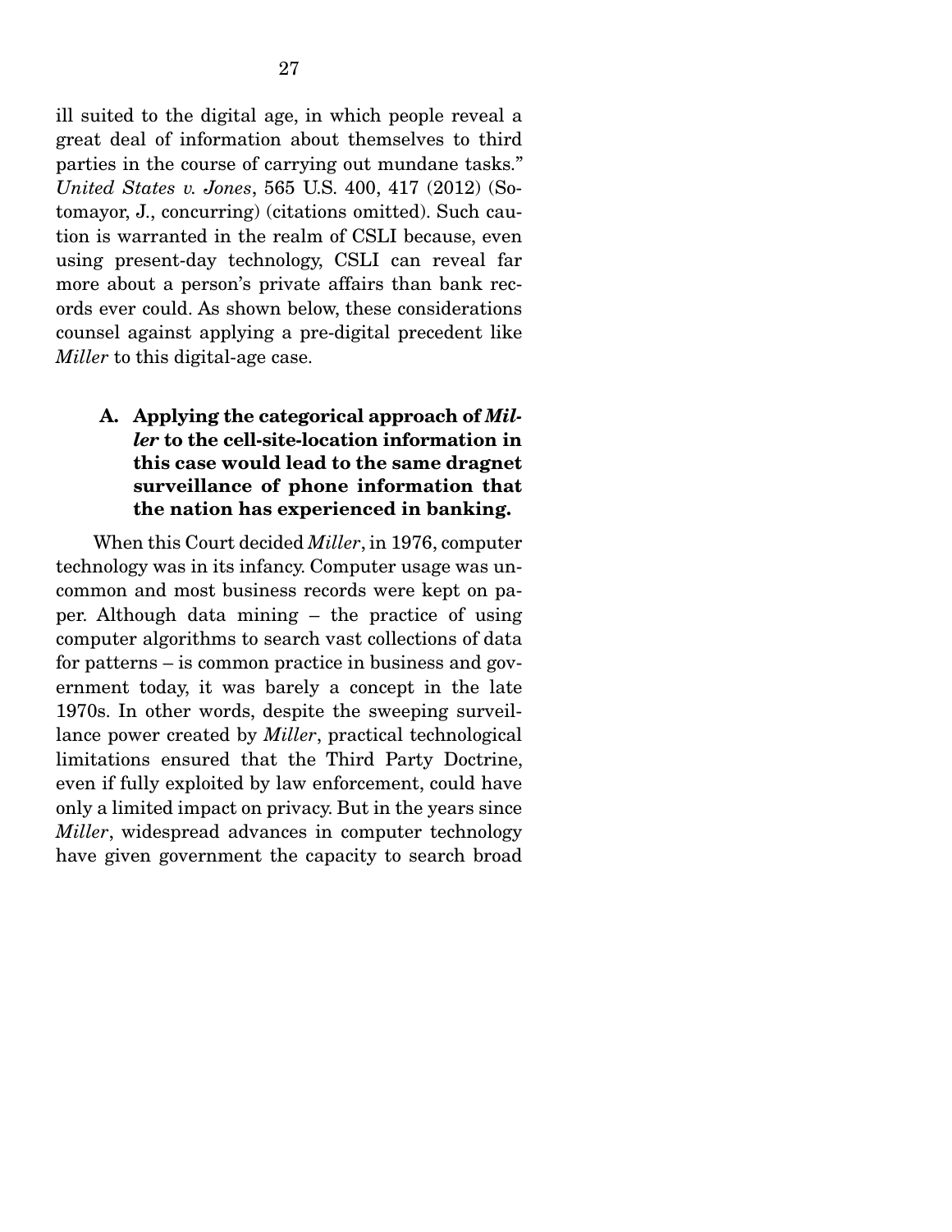ill suited to the digital age, in which people reveal a great deal of information about themselves to third parties in the course of carrying out mundane tasks." *United States v. Jones*, 565 U.S. 400, 417 (2012) (Sotomayor, J., concurring) (citations omitted). Such caution is warranted in the realm of CSLI because, even using present-day technology, CSLI can reveal far more about a person's private affairs than bank records ever could. As shown below, these considerations counsel against applying a pre-digital precedent like *Miller* to this digital-age case.

### A. Applying the categorical approach of *Miller* to the cell-site-location information in this case would lead to the same dragnet surveillance of phone information that the nation has experienced in banking.

When this Court decided *Miller*, in 1976, computer technology was in its infancy. Computer usage was uncommon and most business records were kept on paper. Although data mining – the practice of using computer algorithms to search vast collections of data for patterns – is common practice in business and government today, it was barely a concept in the late 1970s. In other words, despite the sweeping surveillance power created by *Miller*, practical technological limitations ensured that the Third Party Doctrine, even if fully exploited by law enforcement, could have only a limited impact on privacy. But in the years since *Miller*, widespread advances in computer technology have given government the capacity to search broad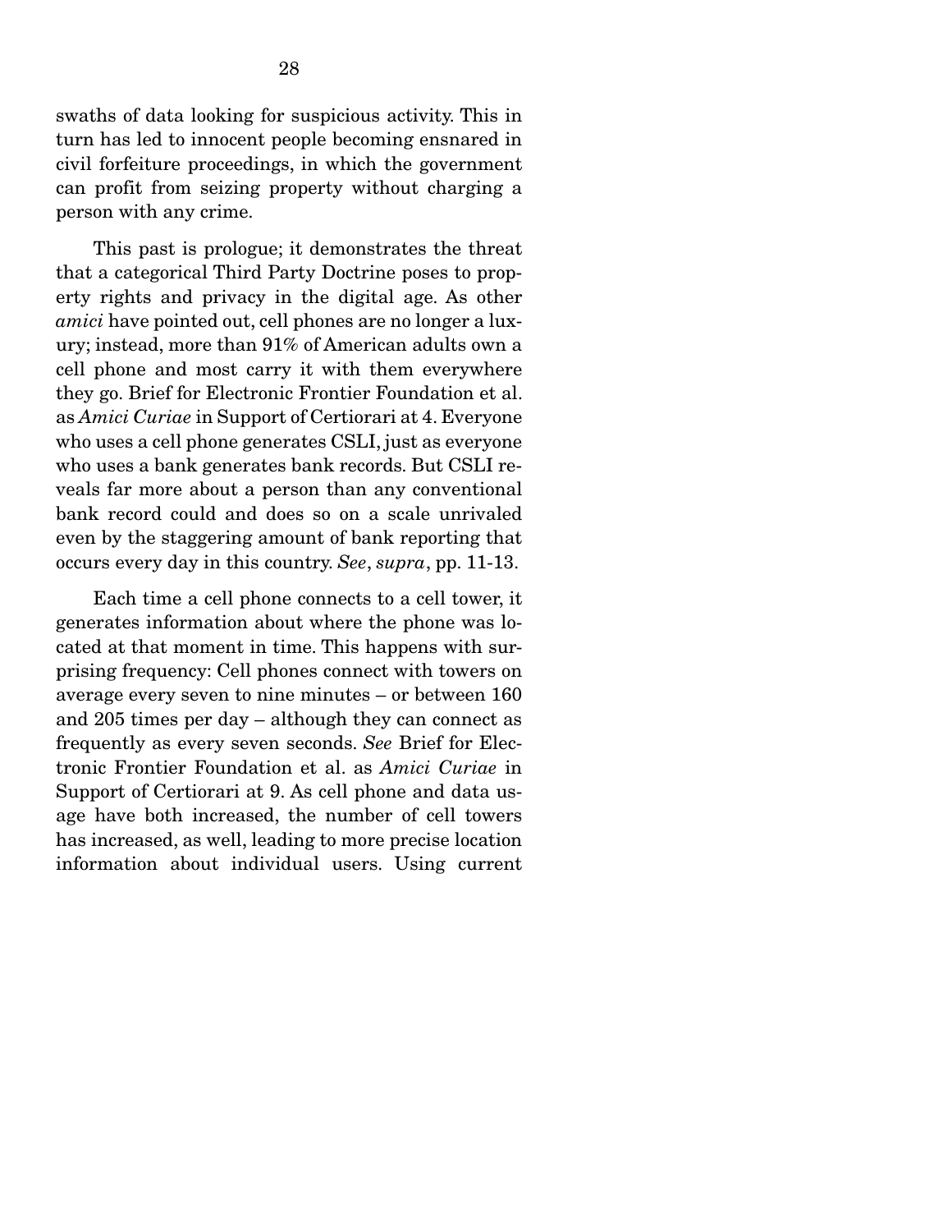swaths of data looking for suspicious activity. This in turn has led to innocent people becoming ensnared in civil forfeiture proceedings, in which the government can profit from seizing property without charging a person with any crime.

This past is prologue; it demonstrates the threat that a categorical Third Party Doctrine poses to property rights and privacy in the digital age. As other *amici* have pointed out, cell phones are no longer a luxury; instead, more than 91% of American adults own a cell phone and most carry it with them everywhere they go. Brief for Electronic Frontier Foundation et al. as *Amici Curiae* in Support of Certiorari at 4. Everyone who uses a cell phone generates CSLI, just as everyone who uses a bank generates bank records. But CSLI reveals far more about a person than any conventional bank record could and does so on a scale unrivaled even by the staggering amount of bank reporting that occurs every day in this country. *See*, *supra*, pp. 11-13.

Each time a cell phone connects to a cell tower, it generates information about where the phone was located at that moment in time. This happens with surprising frequency: Cell phones connect with towers on average every seven to nine minutes – or between 160 and 205 times per day – although they can connect as frequently as every seven seconds. *See* Brief for Electronic Frontier Foundation et al. as *Amici Curiae* in Support of Certiorari at 9. As cell phone and data usage have both increased, the number of cell towers has increased, as well, leading to more precise location information about individual users. Using current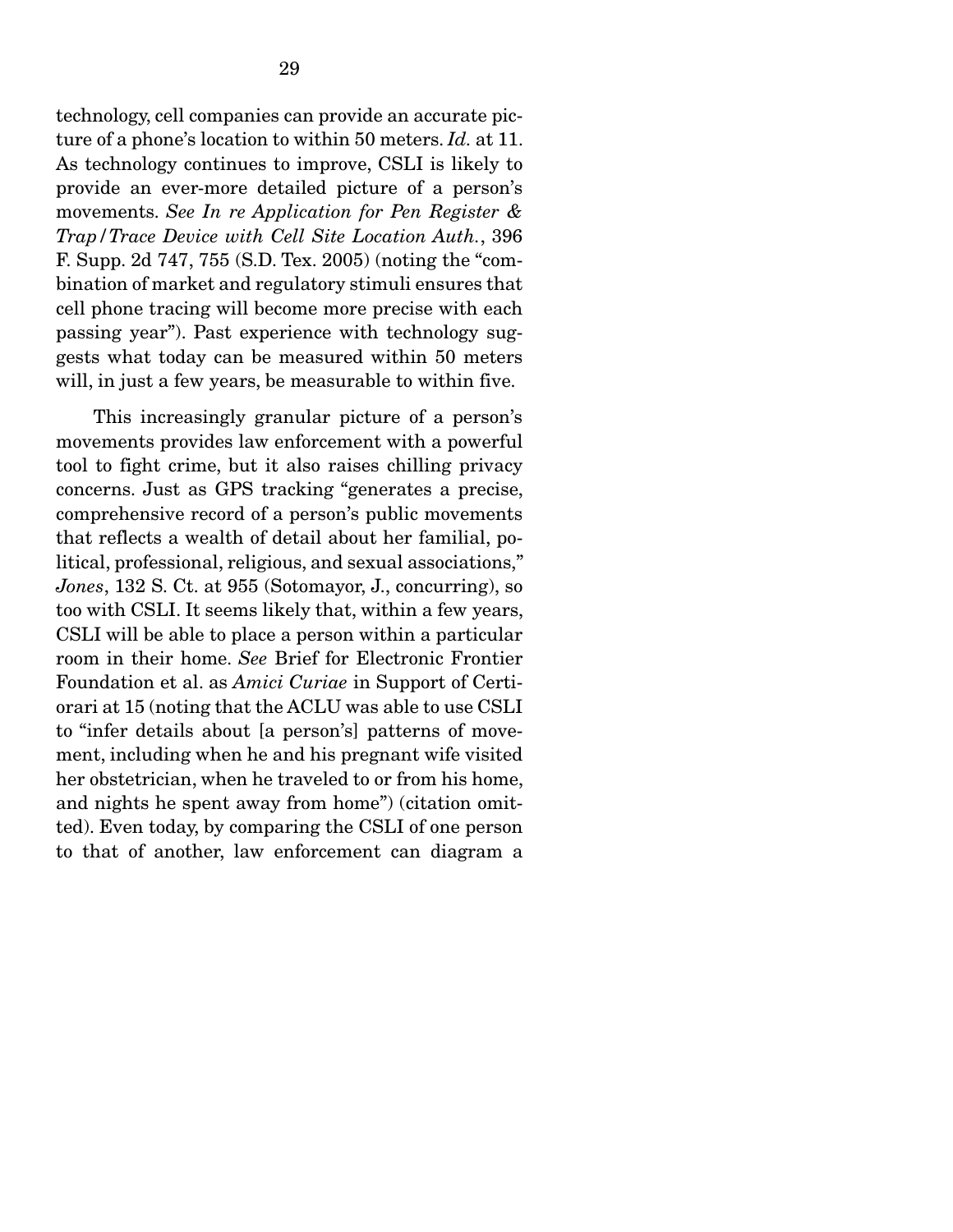technology, cell companies can provide an accurate picture of a phone's location to within 50 meters. *Id.* at 11. As technology continues to improve, CSLI is likely to provide an ever-more detailed picture of a person's movements. *See In re Application for Pen Register & Trap/Trace Device with Cell Site Location Auth.*, 396 F. Supp. 2d 747, 755 (S.D. Tex. 2005) (noting the "combination of market and regulatory stimuli ensures that cell phone tracing will become more precise with each passing year"). Past experience with technology suggests what today can be measured within 50 meters will, in just a few years, be measurable to within five.

This increasingly granular picture of a person's movements provides law enforcement with a powerful tool to fight crime, but it also raises chilling privacy concerns. Just as GPS tracking "generates a precise, comprehensive record of a person's public movements that reflects a wealth of detail about her familial, political, professional, religious, and sexual associations," *Jones*, 132 S. Ct. at 955 (Sotomayor, J., concurring), so too with CSLI. It seems likely that, within a few years, CSLI will be able to place a person within a particular room in their home. *See* Brief for Electronic Frontier Foundation et al. as *Amici Curiae* in Support of Certiorari at 15 (noting that the ACLU was able to use CSLI to "infer details about [a person's] patterns of movement, including when he and his pregnant wife visited her obstetrician, when he traveled to or from his home, and nights he spent away from home") (citation omitted). Even today, by comparing the CSLI of one person to that of another, law enforcement can diagram a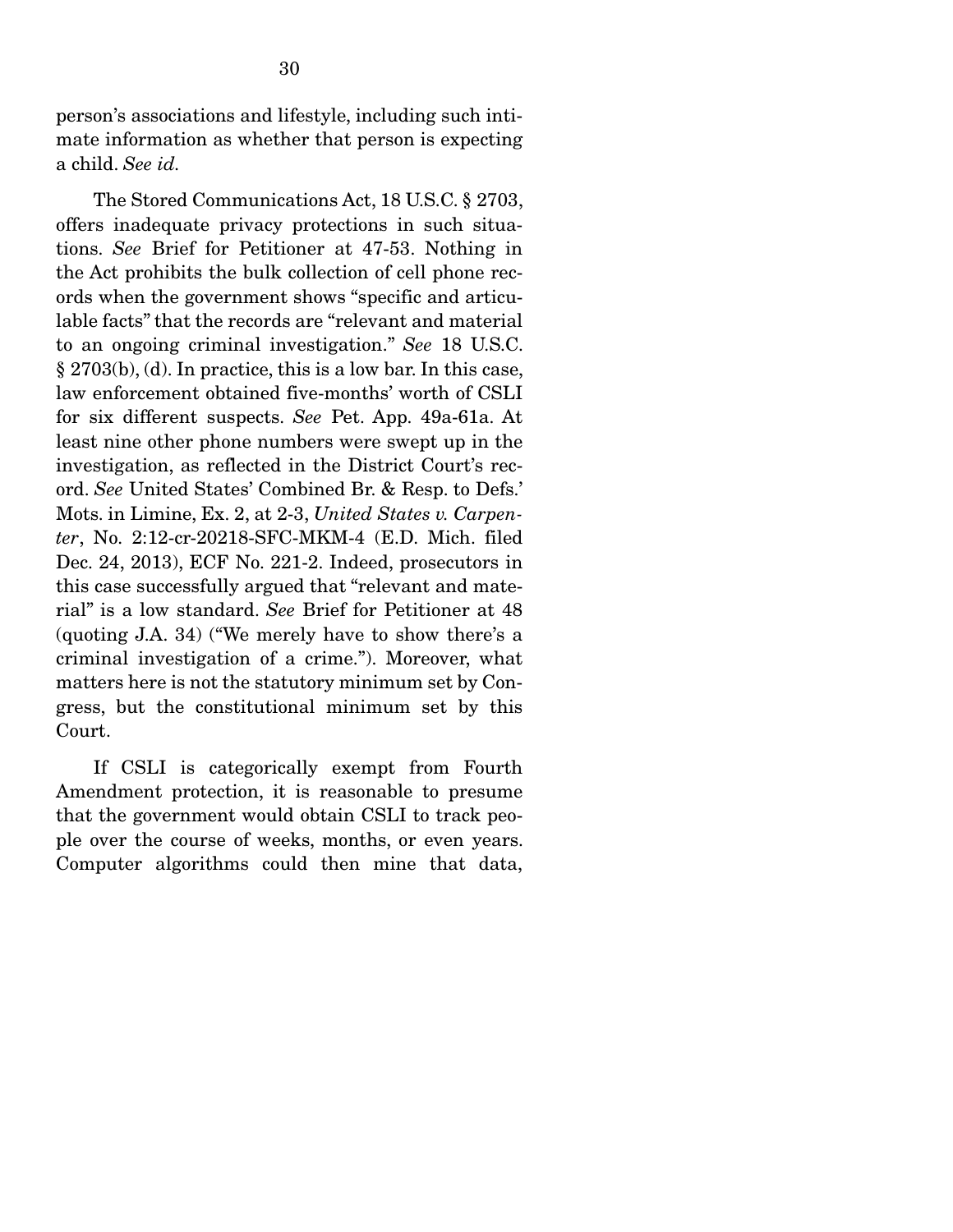person's associations and lifestyle, including such intimate information as whether that person is expecting a child. *See id.*

The Stored Communications Act, 18 U.S.C. § 2703, offers inadequate privacy protections in such situations. *See* Brief for Petitioner at 47-53. Nothing in the Act prohibits the bulk collection of cell phone records when the government shows "specific and articulable facts" that the records are "relevant and material to an ongoing criminal investigation." *See* 18 U.S.C. § 2703(b), (d). In practice, this is a low bar. In this case, law enforcement obtained five-months' worth of CSLI for six different suspects. *See* Pet. App. 49a-61a. At least nine other phone numbers were swept up in the investigation, as reflected in the District Court's record. *See* United States' Combined Br. & Resp. to Defs.' Mots. in Limine, Ex. 2, at 2-3, *United States v. Carpenter*, No. 2:12-cr-20218-SFC-MKM-4 (E.D. Mich. filed Dec. 24, 2013), ECF No. 221-2. Indeed, prosecutors in this case successfully argued that "relevant and material" is a low standard. *See* Brief for Petitioner at 48 (quoting J.A. 34) ("We merely have to show there's a criminal investigation of a crime."). Moreover, what matters here is not the statutory minimum set by Congress, but the constitutional minimum set by this Court.

If CSLI is categorically exempt from Fourth Amendment protection, it is reasonable to presume that the government would obtain CSLI to track people over the course of weeks, months, or even years. Computer algorithms could then mine that data,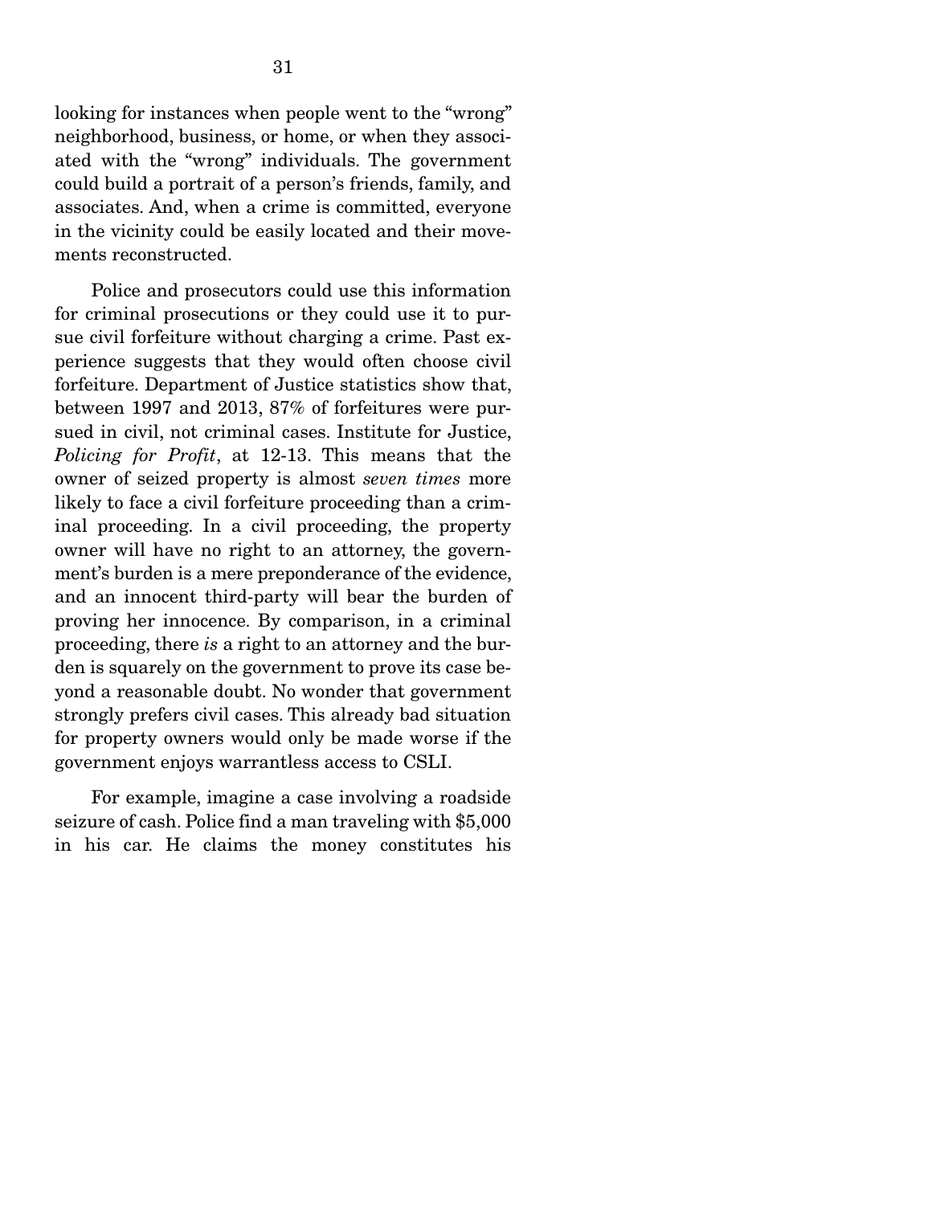looking for instances when people went to the "wrong" neighborhood, business, or home, or when they associated with the "wrong" individuals. The government could build a portrait of a person's friends, family, and associates. And, when a crime is committed, everyone in the vicinity could be easily located and their movements reconstructed.

Police and prosecutors could use this information for criminal prosecutions or they could use it to pursue civil forfeiture without charging a crime. Past experience suggests that they would often choose civil forfeiture. Department of Justice statistics show that, between 1997 and 2013, 87% of forfeitures were pursued in civil, not criminal cases. Institute for Justice, *Policing for Profit*, at 12-13. This means that the owner of seized property is almost *seven times* more likely to face a civil forfeiture proceeding than a criminal proceeding. In a civil proceeding, the property owner will have no right to an attorney, the government's burden is a mere preponderance of the evidence, and an innocent third-party will bear the burden of proving her innocence. By comparison, in a criminal proceeding, there *is* a right to an attorney and the burden is squarely on the government to prove its case beyond a reasonable doubt. No wonder that government strongly prefers civil cases. This already bad situation for property owners would only be made worse if the government enjoys warrantless access to CSLI.

For example, imagine a case involving a roadside seizure of cash. Police find a man traveling with $5,000 in his car. He claims the money constitutes his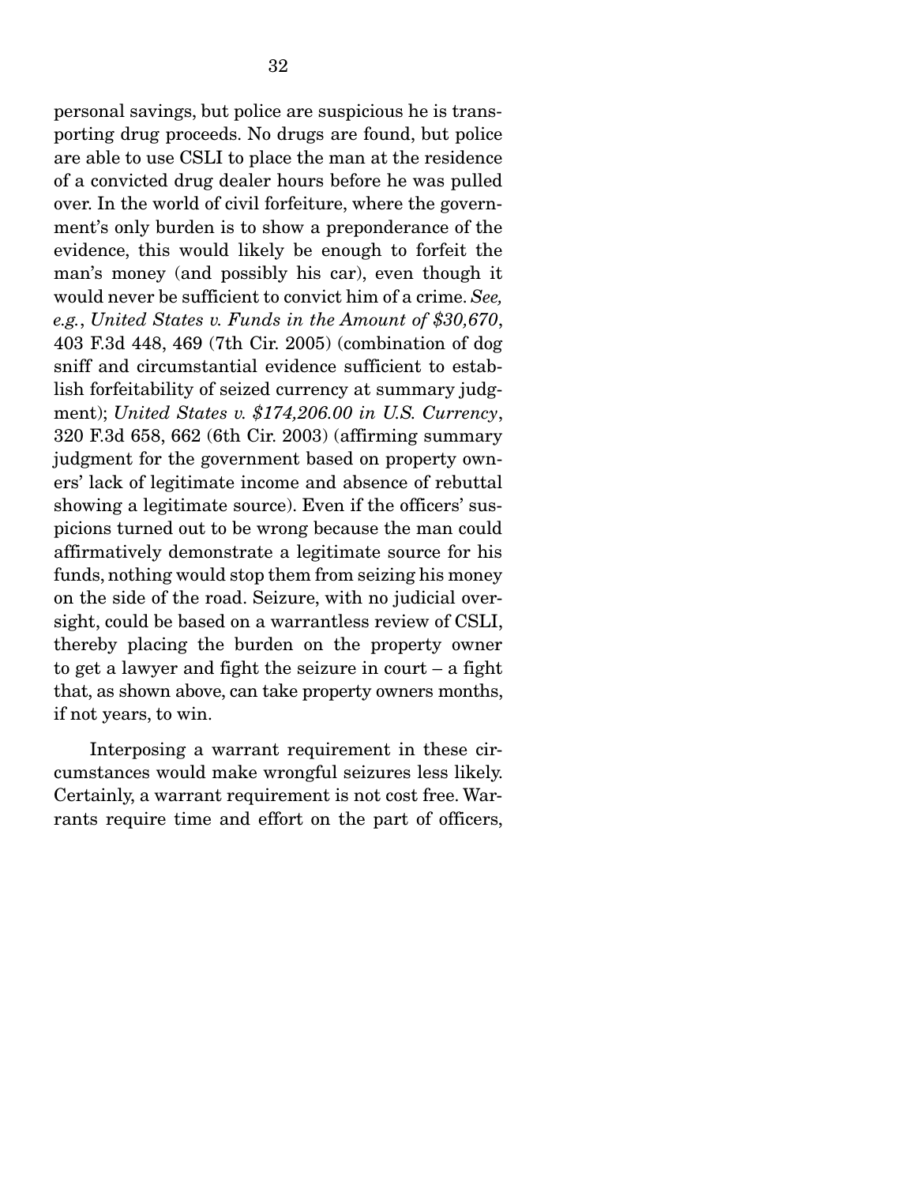personal savings, but police are suspicious he is transporting drug proceeds. No drugs are found, but police are able to use CSLI to place the man at the residence of a convicted drug dealer hours before he was pulled over. In the world of civil forfeiture, where the government's only burden is to show a preponderance of the evidence, this would likely be enough to forfeit the man's money (and possibly his car), even though it would never be sufficient to convict him of a crime. *See, e.g.*, *United States v. Funds in the Amount of $30,670*, 403 F.3d 448, 469 (7th Cir. 2005) (combination of dog sniff and circumstantial evidence sufficient to establish forfeitability of seized currency at summary judgment); *United States v. $174,206.00 in U.S. Currency*, 320 F.3d 658, 662 (6th Cir. 2003) (affirming summary judgment for the government based on property owners' lack of legitimate income and absence of rebuttal showing a legitimate source). Even if the officers' suspicions turned out to be wrong because the man could affirmatively demonstrate a legitimate source for his funds, nothing would stop them from seizing his money on the side of the road. Seizure, with no judicial oversight, could be based on a warrantless review of CSLI, thereby placing the burden on the property owner to get a lawyer and fight the seizure in court – a fight that, as shown above, can take property owners months, if not years, to win.

Interposing a warrant requirement in these circumstances would make wrongful seizures less likely. Certainly, a warrant requirement is not cost free. Warrants require time and effort on the part of officers,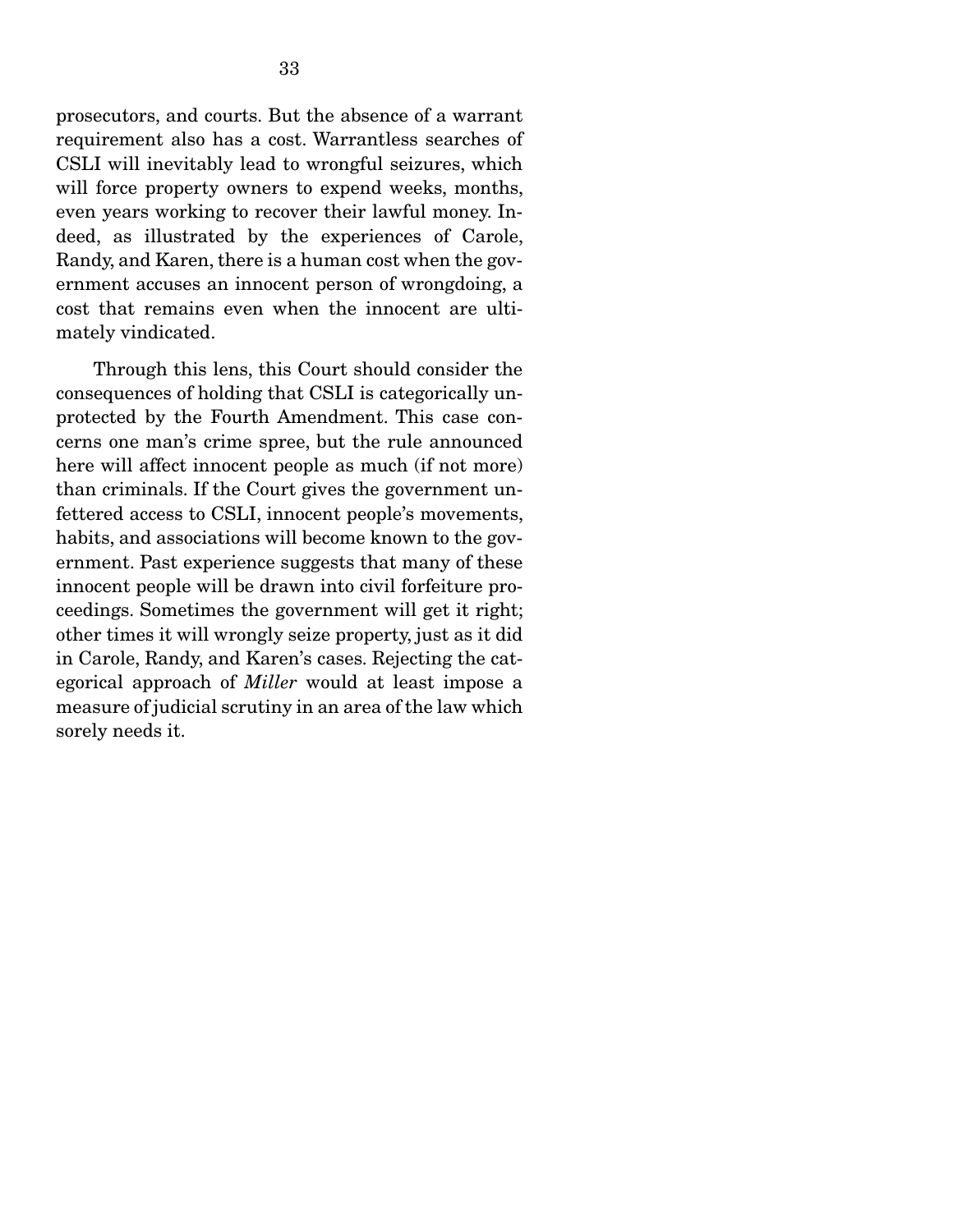prosecutors, and courts. But the absence of a warrant requirement also has a cost. Warrantless searches of CSLI will inevitably lead to wrongful seizures, which will force property owners to expend weeks, months, even years working to recover their lawful money. Indeed, as illustrated by the experiences of Carole, Randy, and Karen, there is a human cost when the government accuses an innocent person of wrongdoing, a cost that remains even when the innocent are ultimately vindicated.

Through this lens, this Court should consider the consequences of holding that CSLI is categorically unprotected by the Fourth Amendment. This case concerns one man's crime spree, but the rule announced here will affect innocent people as much (if not more) than criminals. If the Court gives the government unfettered access to CSLI, innocent people's movements, habits, and associations will become known to the government. Past experience suggests that many of these innocent people will be drawn into civil forfeiture proceedings. Sometimes the government will get it right; other times it will wrongly seize property, just as it did in Carole, Randy, and Karen's cases. Rejecting the categorical approach of *Miller* would at least impose a measure of judicial scrutiny in an area of the law which sorely needs it.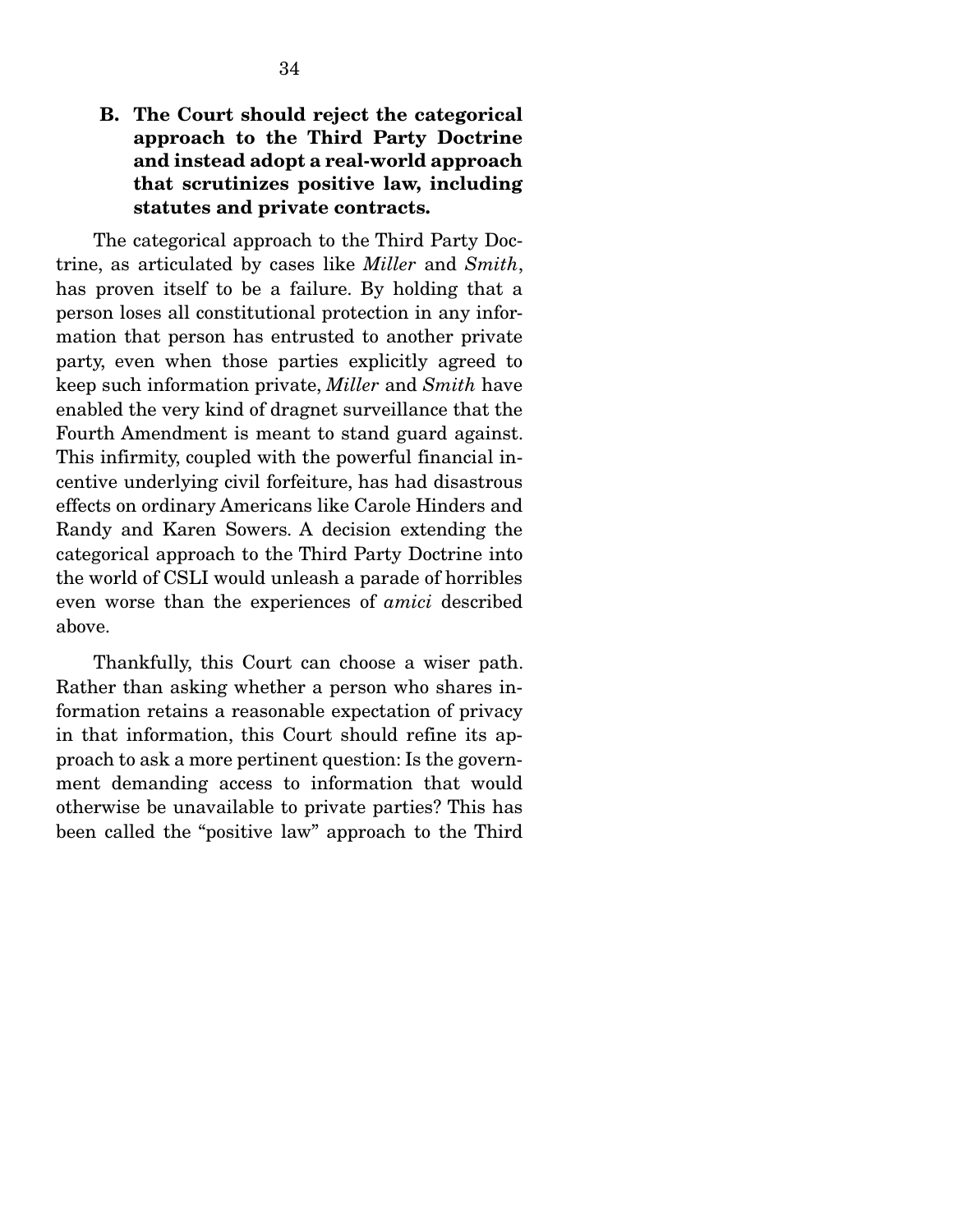### B. The Court should reject the categorical approach to the Third Party Doctrine and instead adopt a real-world approach that scrutinizes positive law, including statutes and private contracts.

The categorical approach to the Third Party Doctrine, as articulated by cases like *Miller* and *Smith*, has proven itself to be a failure. By holding that a person loses all constitutional protection in any information that person has entrusted to another private party, even when those parties explicitly agreed to keep such information private, *Miller* and *Smith* have enabled the very kind of dragnet surveillance that the Fourth Amendment is meant to stand guard against. This infirmity, coupled with the powerful financial incentive underlying civil forfeiture, has had disastrous effects on ordinary Americans like Carole Hinders and Randy and Karen Sowers. A decision extending the categorical approach to the Third Party Doctrine into the world of CSLI would unleash a parade of horribles even worse than the experiences of *amici* described above.

Thankfully, this Court can choose a wiser path. Rather than asking whether a person who shares information retains a reasonable expectation of privacy in that information, this Court should refine its approach to ask a more pertinent question: Is the government demanding access to information that would otherwise be unavailable to private parties? This has been called the "positive law" approach to the Third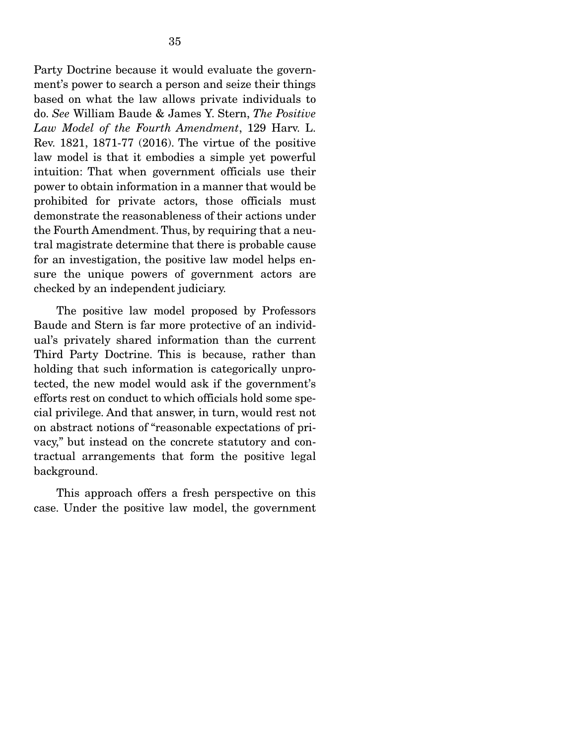Party Doctrine because it would evaluate the government's power to search a person and seize their things based on what the law allows private individuals to do. *See* William Baude & James Y. Stern, *The Positive Law Model of the Fourth Amendment*, 129 Harv. L. Rev. 1821, 1871-77 (2016). The virtue of the positive law model is that it embodies a simple yet powerful intuition: That when government officials use their power to obtain information in a manner that would be prohibited for private actors, those officials must demonstrate the reasonableness of their actions under the Fourth Amendment. Thus, by requiring that a neutral magistrate determine that there is probable cause for an investigation, the positive law model helps ensure the unique powers of government actors are checked by an independent judiciary.

The positive law model proposed by Professors Baude and Stern is far more protective of an individual's privately shared information than the current Third Party Doctrine. This is because, rather than holding that such information is categorically unprotected, the new model would ask if the government's efforts rest on conduct to which officials hold some special privilege. And that answer, in turn, would rest not on abstract notions of "reasonable expectations of privacy," but instead on the concrete statutory and contractual arrangements that form the positive legal background.

This approach offers a fresh perspective on this case. Under the positive law model, the government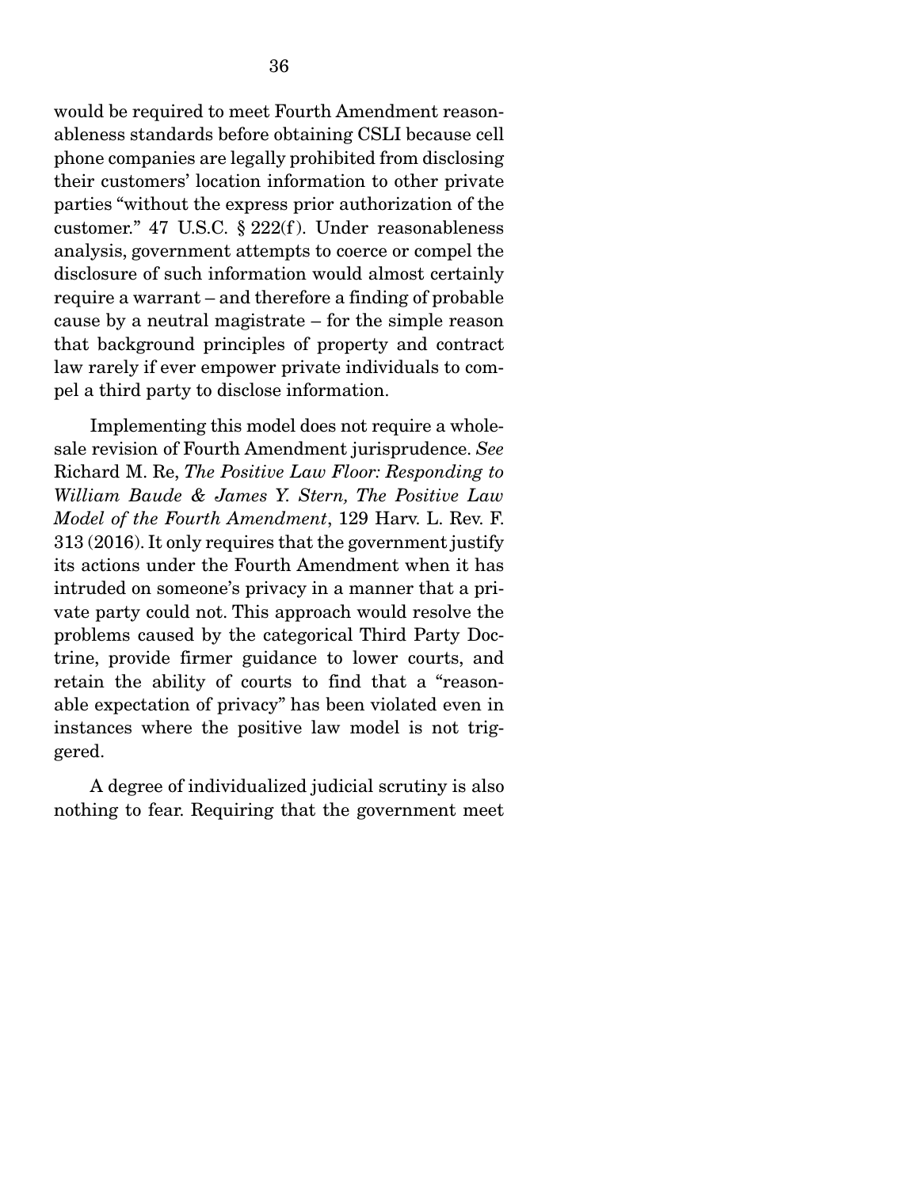would be required to meet Fourth Amendment reasonableness standards before obtaining CSLI because cell phone companies are legally prohibited from disclosing their customers' location information to other private parties "without the express prior authorization of the customer." 47 U.S.C. § 222(f). Under reasonableness analysis, government attempts to coerce or compel the disclosure of such information would almost certainly require a warrant – and therefore a finding of probable cause by a neutral magistrate – for the simple reason that background principles of property and contract law rarely if ever empower private individuals to compel a third party to disclose information.

Implementing this model does not require a wholesale revision of Fourth Amendment jurisprudence. *See* Richard M. Re, *The Positive Law Floor: Responding to William Baude & James Y. Stern, The Positive Law Model of the Fourth Amendment*, 129 Harv. L. Rev. F. 313 (2016). It only requires that the government justify its actions under the Fourth Amendment when it has intruded on someone's privacy in a manner that a private party could not. This approach would resolve the problems caused by the categorical Third Party Doctrine, provide firmer guidance to lower courts, and retain the ability of courts to find that a "reasonable expectation of privacy" has been violated even in instances where the positive law model is not triggered.

A degree of individualized judicial scrutiny is also nothing to fear. Requiring that the government meet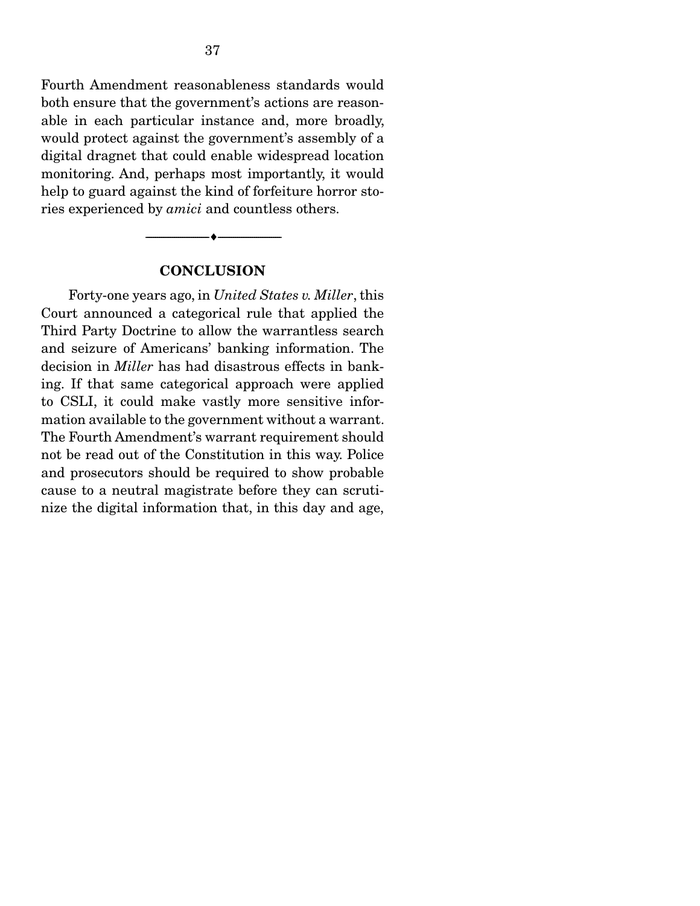Fourth Amendment reasonableness standards would both ensure that the government's actions are reasonable in each particular instance and, more broadly, would protect against the government's assembly of a digital dragnet that could enable widespread location monitoring. And, perhaps most importantly, it would help to guard against the kind of forfeiture horror stories experienced by *amici* and countless others.

---

## CONCLUSION

Forty-one years ago, in *United States v. Miller*, this Court announced a categorical rule that applied the Third Party Doctrine to allow the warrantless search and seizure of Americans' banking information. The decision in *Miller* has had disastrous effects in banking. If that same categorical approach were applied to CSLI, it could make vastly more sensitive information available to the government without a warrant. The Fourth Amendment's warrant requirement should not be read out of the Constitution in this way. Police and prosecutors should be required to show probable cause to a neutral magistrate before they can scrutinize the digital information that, in this day and age,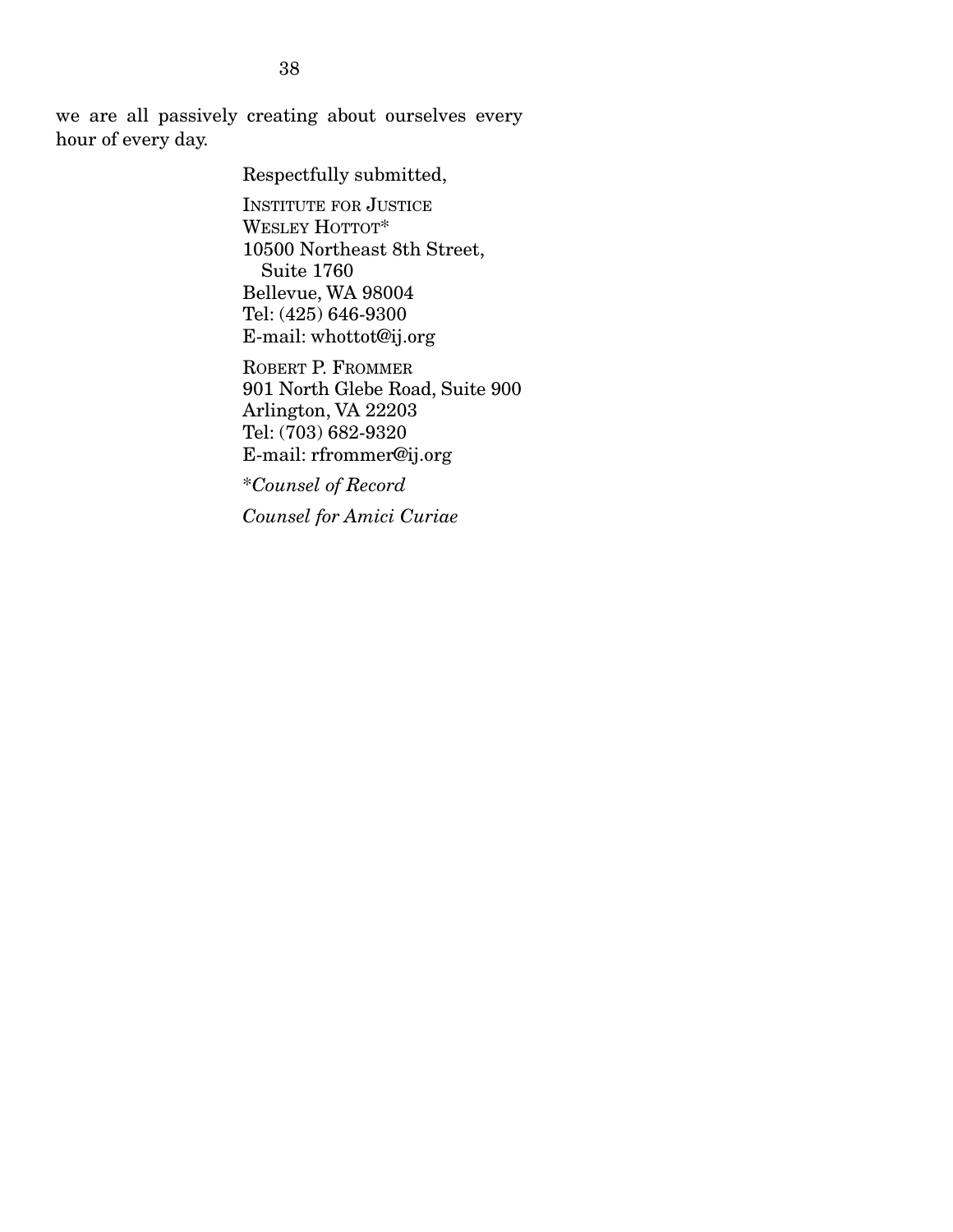we are all passively creating about ourselves every hour of every day.

Respectfully submitted,

INSTITUTE FOR JUSTICE
WESLEY HOTTOT*
10500 Northeast 8th Street,
Suite 1760
Bellevue, WA 98004
Tel: (425) 646-9300
E-mail: whottot@ij.org

ROBERT P. FROMMER
901 North Glebe Road, Suite 900
Arlington, VA 22203
Tel: (703) 682-9320
E-mail: rfrommer@ij.org

**Counsel of Record*

*Counsel for Amici Curiae*